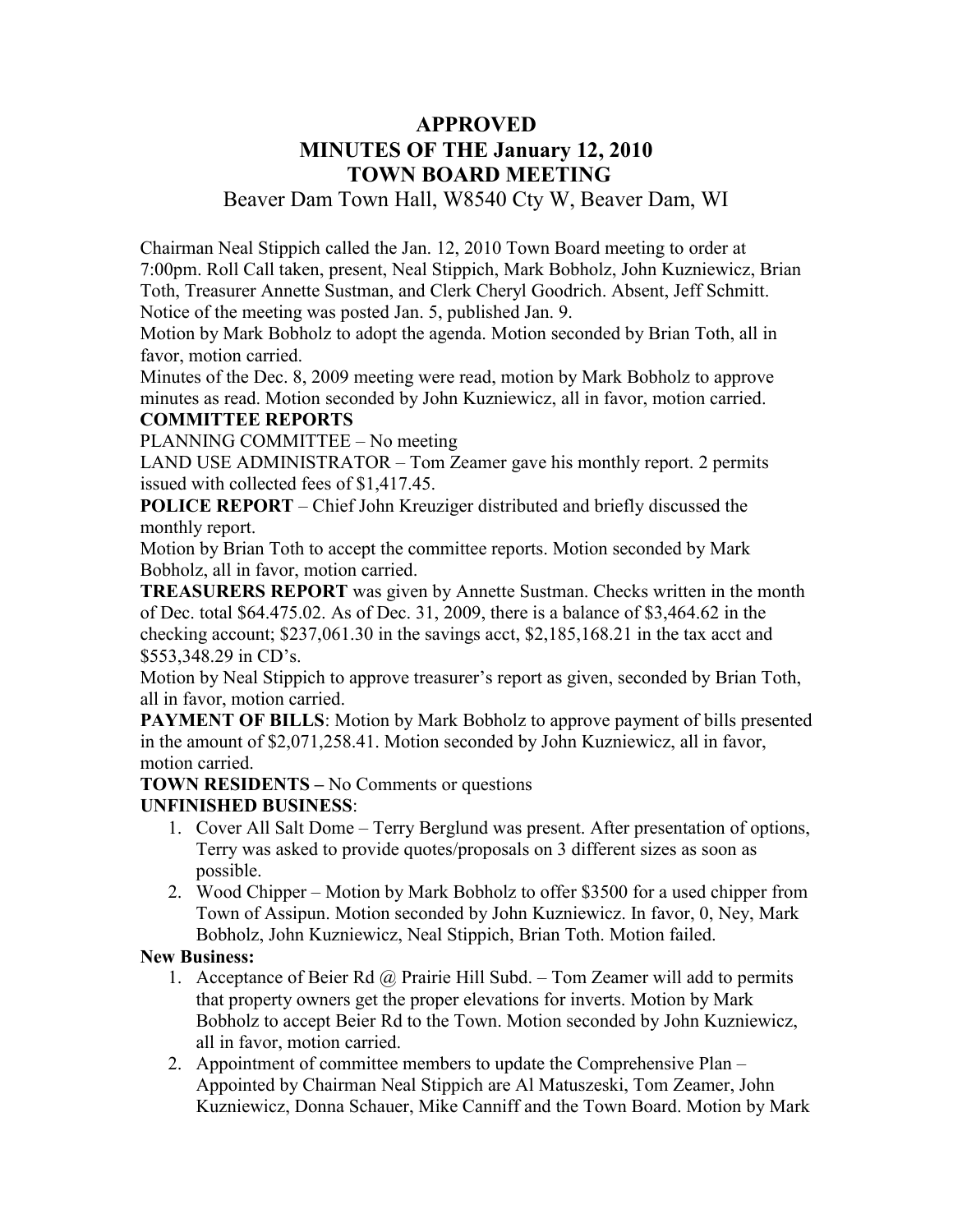# APPROVED
# MINUTES OF THE January 12, 2010
# TOWN BOARD MEETING

Beaver Dam Town Hall, W8540 Cty W, Beaver Dam, WI

Chairman Neal Stippich called the Jan. 12, 2010 Town Board meeting to order at 7:00pm. Roll Call taken, present, Neal Stippich, Mark Bobholz, John Kuzniewicz, Brian Toth, Treasurer Annette Sustman, and Clerk Cheryl Goodrich. Absent, Jeff Schmitt. Notice of the meeting was posted Jan. 5, published Jan. 9.

Motion by Mark Bobholz to adopt the agenda. Motion seconded by Brian Toth, all in favor, motion carried.

Minutes of the Dec. 8, 2009 meeting were read, motion by Mark Bobholz to approve minutes as read. Motion seconded by John Kuzniewicz, all in favor, motion carried.

**COMMITTEE REPORTS**

PLANNING COMMITTEE – No meeting

LAND USE ADMINISTRATOR – Tom Zeamer gave his monthly report. 2 permits issued with collected fees of $1,417.45.

**POLICE REPORT** – Chief John Kreuziger distributed and briefly discussed the monthly report.

Motion by Brian Toth to accept the committee reports. Motion seconded by Mark Bobholz, all in favor, motion carried.

**TREASURERS REPORT** was given by Annette Sustman. Checks written in the month of Dec. total $64.475.02. As of Dec. 31, 2009, there is a balance of $3,464.62 in the checking account; $237,061.30 in the savings acct, $2,185,168.21 in the tax acct and $553,348.29 in CD's.

Motion by Neal Stippich to approve treasurer's report as given, seconded by Brian Toth, all in favor, motion carried.

**PAYMENT OF BILLS**: Motion by Mark Bobholz to approve payment of bills presented in the amount of $2,071,258.41. Motion seconded by John Kuzniewicz, all in favor, motion carried.

**TOWN RESIDENTS –** No Comments or questions

**UNFINISHED BUSINESS**:

1. Cover All Salt Dome – Terry Berglund was present. After presentation of options, Terry was asked to provide quotes/proposals on 3 different sizes as soon as possible.
2. Wood Chipper – Motion by Mark Bobholz to offer $3500 for a used chipper from Town of Assipun. Motion seconded by John Kuzniewicz. In favor, 0, Ney, Mark Bobholz, John Kuzniewicz, Neal Stippich, Brian Toth. Motion failed.

**New Business:**

1. Acceptance of Beier Rd @ Prairie Hill Subd. – Tom Zeamer will add to permits that property owners get the proper elevations for inverts. Motion by Mark Bobholz to accept Beier Rd to the Town. Motion seconded by John Kuzniewicz, all in favor, motion carried.
2. Appointment of committee members to update the Comprehensive Plan – Appointed by Chairman Neal Stippich are Al Matuszeski, Tom Zeamer, John Kuzniewicz, Donna Schauer, Mike Canniff and the Town Board. Motion by Mark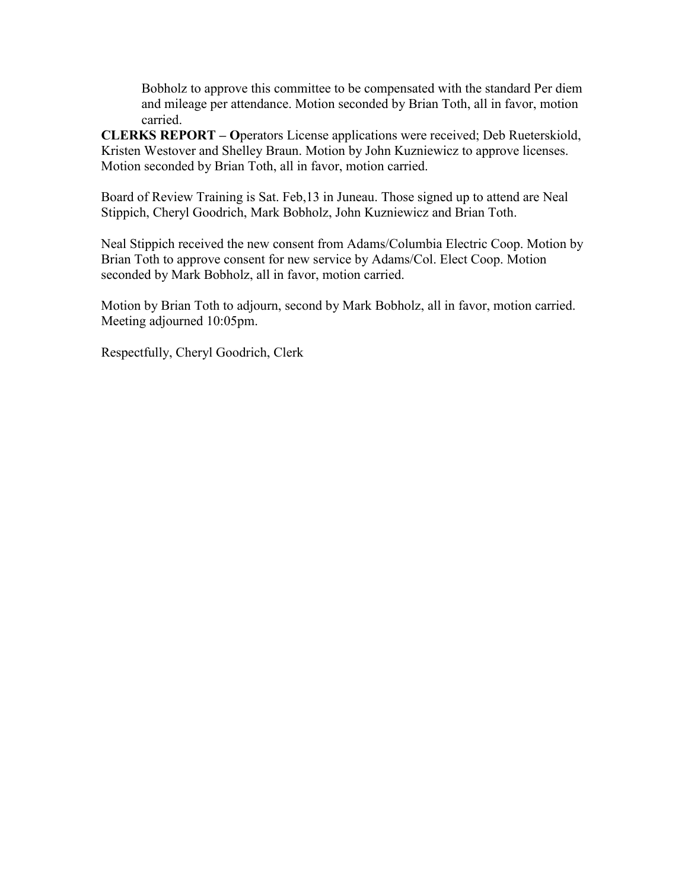Bobholz to approve this committee to be compensated with the standard Per diem and mileage per attendance. Motion seconded by Brian Toth, all in favor, motion carried.

**CLERKS REPORT – O**perators License applications were received; Deb Rueterskiold, Kristen Westover and Shelley Braun. Motion by John Kuzniewicz to approve licenses. Motion seconded by Brian Toth, all in favor, motion carried.

Board of Review Training is Sat. Feb,13 in Juneau. Those signed up to attend are Neal Stippich, Cheryl Goodrich, Mark Bobholz, John Kuzniewicz and Brian Toth.

Neal Stippich received the new consent from Adams/Columbia Electric Coop. Motion by Brian Toth to approve consent for new service by Adams/Col. Elect Coop. Motion seconded by Mark Bobholz, all in favor, motion carried.

Motion by Brian Toth to adjourn, second by Mark Bobholz, all in favor, motion carried. Meeting adjourned 10:05pm.

Respectfully, Cheryl Goodrich, Clerk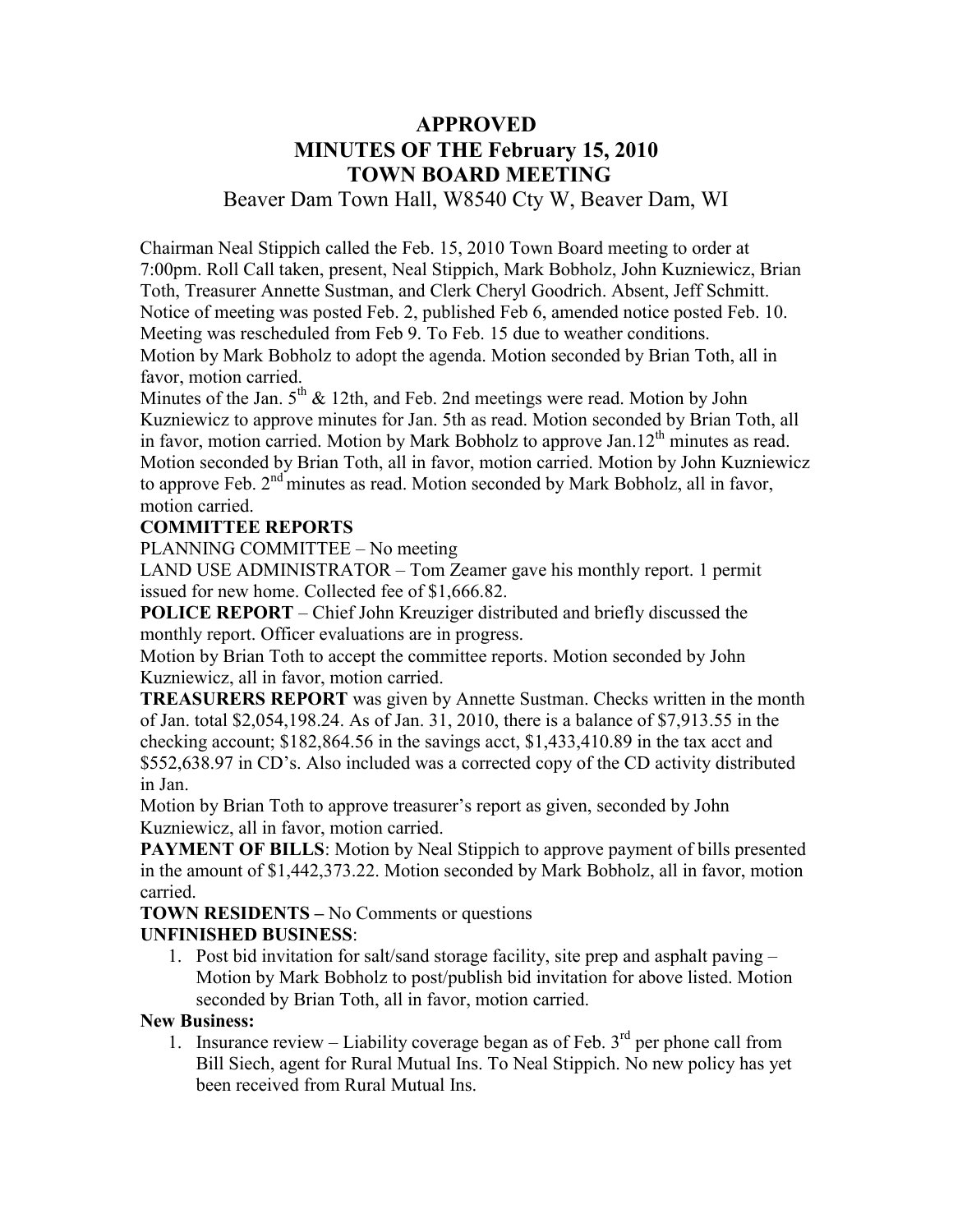# APPROVED
# MINUTES OF THE February 15, 2010
# TOWN BOARD MEETING

Beaver Dam Town Hall, W8540 Cty W, Beaver Dam, WI

Chairman Neal Stippich called the Feb. 15, 2010 Town Board meeting to order at 7:00pm. Roll Call taken, present, Neal Stippich, Mark Bobholz, John Kuzniewicz, Brian Toth, Treasurer Annette Sustman, and Clerk Cheryl Goodrich. Absent, Jeff Schmitt. Notice of meeting was posted Feb. 2, published Feb 6, amended notice posted Feb. 10. Meeting was rescheduled from Feb 9. To Feb. 15 due to weather conditions.
Motion by Mark Bobholz to adopt the agenda. Motion seconded by Brian Toth, all in favor, motion carried.
Minutes of the Jan. 5th & 12th, and Feb. 2nd meetings were read. Motion by John Kuzniewicz to approve minutes for Jan. 5th as read. Motion seconded by Brian Toth, all in favor, motion carried. Motion by Mark Bobholz to approve Jan.12th minutes as read. Motion seconded by Brian Toth, all in favor, motion carried. Motion by John Kuzniewicz to approve Feb. 2nd minutes as read. Motion seconded by Mark Bobholz, all in favor, motion carried.

**COMMITTEE REPORTS**

PLANNING COMMITTEE – No meeting

LAND USE ADMINISTRATOR – Tom Zeamer gave his monthly report. 1 permit issued for new home. Collected fee of $1,666.82.

**POLICE REPORT** – Chief John Kreuziger distributed and briefly discussed the monthly report. Officer evaluations are in progress.

Motion by Brian Toth to accept the committee reports. Motion seconded by John Kuzniewicz, all in favor, motion carried.

**TREASURERS REPORT** was given by Annette Sustman. Checks written in the month of Jan. total $2,054,198.24. As of Jan. 31, 2010, there is a balance of $7,913.55 in the checking account; $182,864.56 in the savings acct, $1,433,410.89 in the tax acct and $552,638.97 in CD's. Also included was a corrected copy of the CD activity distributed in Jan.

Motion by Brian Toth to approve treasurer's report as given, seconded by John Kuzniewicz, all in favor, motion carried.

**PAYMENT OF BILLS**: Motion by Neal Stippich to approve payment of bills presented in the amount of $1,442,373.22. Motion seconded by Mark Bobholz, all in favor, motion carried.

**TOWN RESIDENTS –** No Comments or questions

**UNFINISHED BUSINESS**:

1. Post bid invitation for salt/sand storage facility, site prep and asphalt paving – Motion by Mark Bobholz to post/publish bid invitation for above listed. Motion seconded by Brian Toth, all in favor, motion carried.

**New Business:**

1. Insurance review – Liability coverage began as of Feb. 3rd per phone call from Bill Siech, agent for Rural Mutual Ins. To Neal Stippich. No new policy has yet been received from Rural Mutual Ins.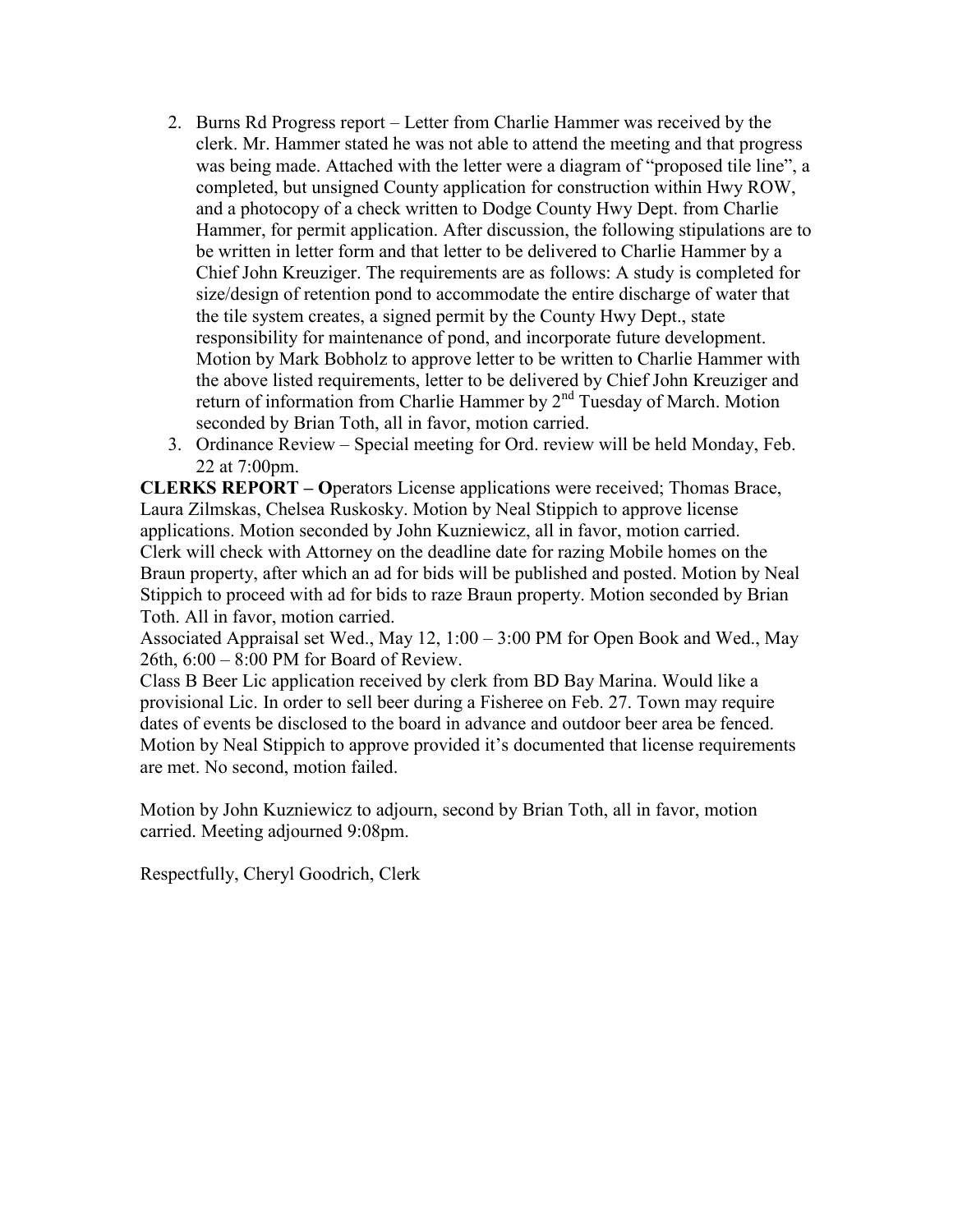2. Burns Rd Progress report – Letter from Charlie Hammer was received by the clerk. Mr. Hammer stated he was not able to attend the meeting and that progress was being made. Attached with the letter were a diagram of "proposed tile line", a completed, but unsigned County application for construction within Hwy ROW, and a photocopy of a check written to Dodge County Hwy Dept. from Charlie Hammer, for permit application. After discussion, the following stipulations are to be written in letter form and that letter to be delivered to Charlie Hammer by a Chief John Kreuziger. The requirements are as follows: A study is completed for size/design of retention pond to accommodate the entire discharge of water that the tile system creates, a signed permit by the County Hwy Dept., state responsibility for maintenance of pond, and incorporate future development. Motion by Mark Bobholz to approve letter to be written to Charlie Hammer with the above listed requirements, letter to be delivered by Chief John Kreuziger and return of information from Charlie Hammer by 2nd Tuesday of March. Motion seconded by Brian Toth, all in favor, motion carried.
3. Ordinance Review – Special meeting for Ord. review will be held Monday, Feb. 22 at 7:00pm.

**CLERKS REPORT – O**perators License applications were received; Thomas Brace, Laura Zilmskas, Chelsea Ruskosky. Motion by Neal Stippich to approve license applications. Motion seconded by John Kuzniewicz, all in favor, motion carried.
Clerk will check with Attorney on the deadline date for razing Mobile homes on the Braun property, after which an ad for bids will be published and posted. Motion by Neal Stippich to proceed with ad for bids to raze Braun property. Motion seconded by Brian Toth. All in favor, motion carried.
Associated Appraisal set Wed., May 12, 1:00 – 3:00 PM for Open Book and Wed., May 26th, 6:00 – 8:00 PM for Board of Review.
Class B Beer Lic application received by clerk from BD Bay Marina. Would like a provisional Lic. In order to sell beer during a Fisheree on Feb. 27. Town may require dates of events be disclosed to the board in advance and outdoor beer area be fenced. Motion by Neal Stippich to approve provided it's documented that license requirements are met. No second, motion failed.

Motion by John Kuzniewicz to adjourn, second by Brian Toth, all in favor, motion carried. Meeting adjourned 9:08pm.

Respectfully, Cheryl Goodrich, Clerk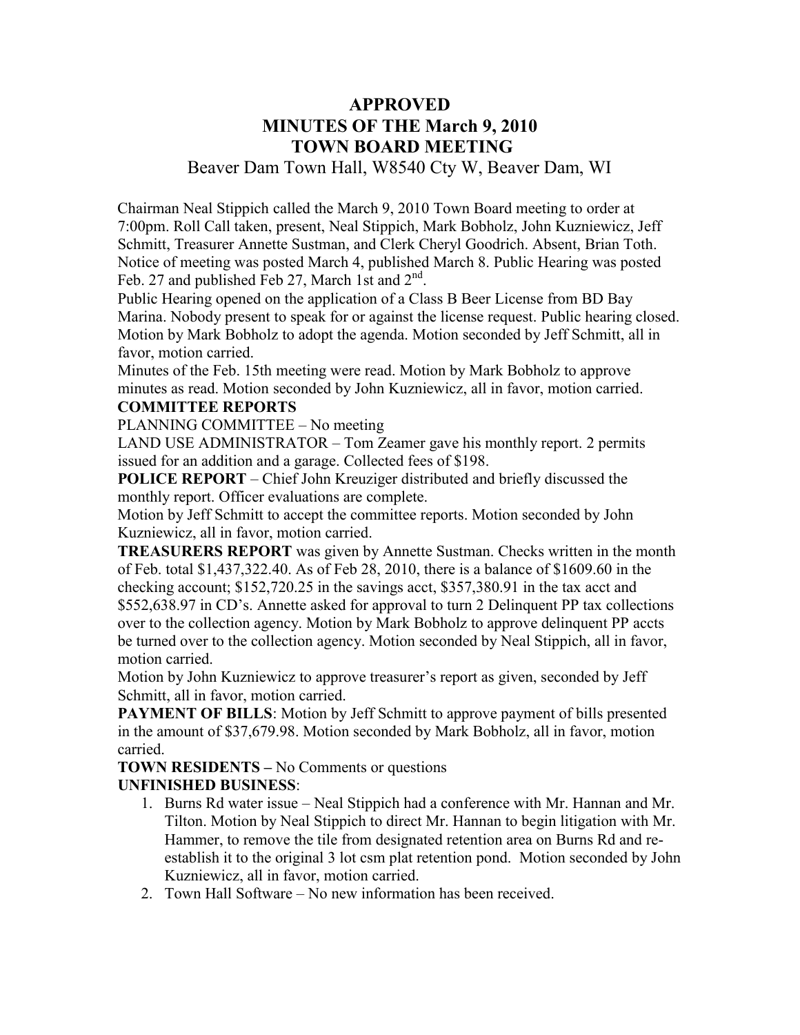# APPROVED
# MINUTES OF THE March 9, 2010
# TOWN BOARD MEETING

Beaver Dam Town Hall, W8540 Cty W, Beaver Dam, WI

Chairman Neal Stippich called the March 9, 2010 Town Board meeting to order at 7:00pm. Roll Call taken, present, Neal Stippich, Mark Bobholz, John Kuzniewicz, Jeff Schmitt, Treasurer Annette Sustman, and Clerk Cheryl Goodrich. Absent, Brian Toth. Notice of meeting was posted March 4, published March 8. Public Hearing was posted Feb. 27 and published Feb 27, March 1st and 2nd.

Public Hearing opened on the application of a Class B Beer License from BD Bay Marina. Nobody present to speak for or against the license request. Public hearing closed.

Motion by Mark Bobholz to adopt the agenda. Motion seconded by Jeff Schmitt, all in favor, motion carried.

Minutes of the Feb. 15th meeting were read. Motion by Mark Bobholz to approve minutes as read. Motion seconded by John Kuzniewicz, all in favor, motion carried.

**COMMITTEE REPORTS**

PLANNING COMMITTEE – No meeting

LAND USE ADMINISTRATOR – Tom Zeamer gave his monthly report. 2 permits issued for an addition and a garage. Collected fees of $198.

**POLICE REPORT** – Chief John Kreuziger distributed and briefly discussed the monthly report. Officer evaluations are complete.

Motion by Jeff Schmitt to accept the committee reports. Motion seconded by John Kuzniewicz, all in favor, motion carried.

**TREASURERS REPORT** was given by Annette Sustman. Checks written in the month of Feb. total $1,437,322.40. As of Feb 28, 2010, there is a balance of $1609.60 in the checking account; $152,720.25 in the savings acct, $357,380.91 in the tax acct and $552,638.97 in CD's. Annette asked for approval to turn 2 Delinquent PP tax collections over to the collection agency. Motion by Mark Bobholz to approve delinquent PP accts be turned over to the collection agency. Motion seconded by Neal Stippich, all in favor, motion carried.

Motion by John Kuzniewicz to approve treasurer's report as given, seconded by Jeff Schmitt, all in favor, motion carried.

**PAYMENT OF BILLS**: Motion by Jeff Schmitt to approve payment of bills presented in the amount of $37,679.98. Motion seconded by Mark Bobholz, all in favor, motion carried.

**TOWN RESIDENTS –** No Comments or questions

**UNFINISHED BUSINESS**:

1. Burns Rd water issue – Neal Stippich had a conference with Mr. Hannan and Mr. Tilton. Motion by Neal Stippich to direct Mr. Hannan to begin litigation with Mr. Hammer, to remove the tile from designated retention area on Burns Rd and re-establish it to the original 3 lot csm plat retention pond. Motion seconded by John Kuzniewicz, all in favor, motion carried.
2. Town Hall Software – No new information has been received.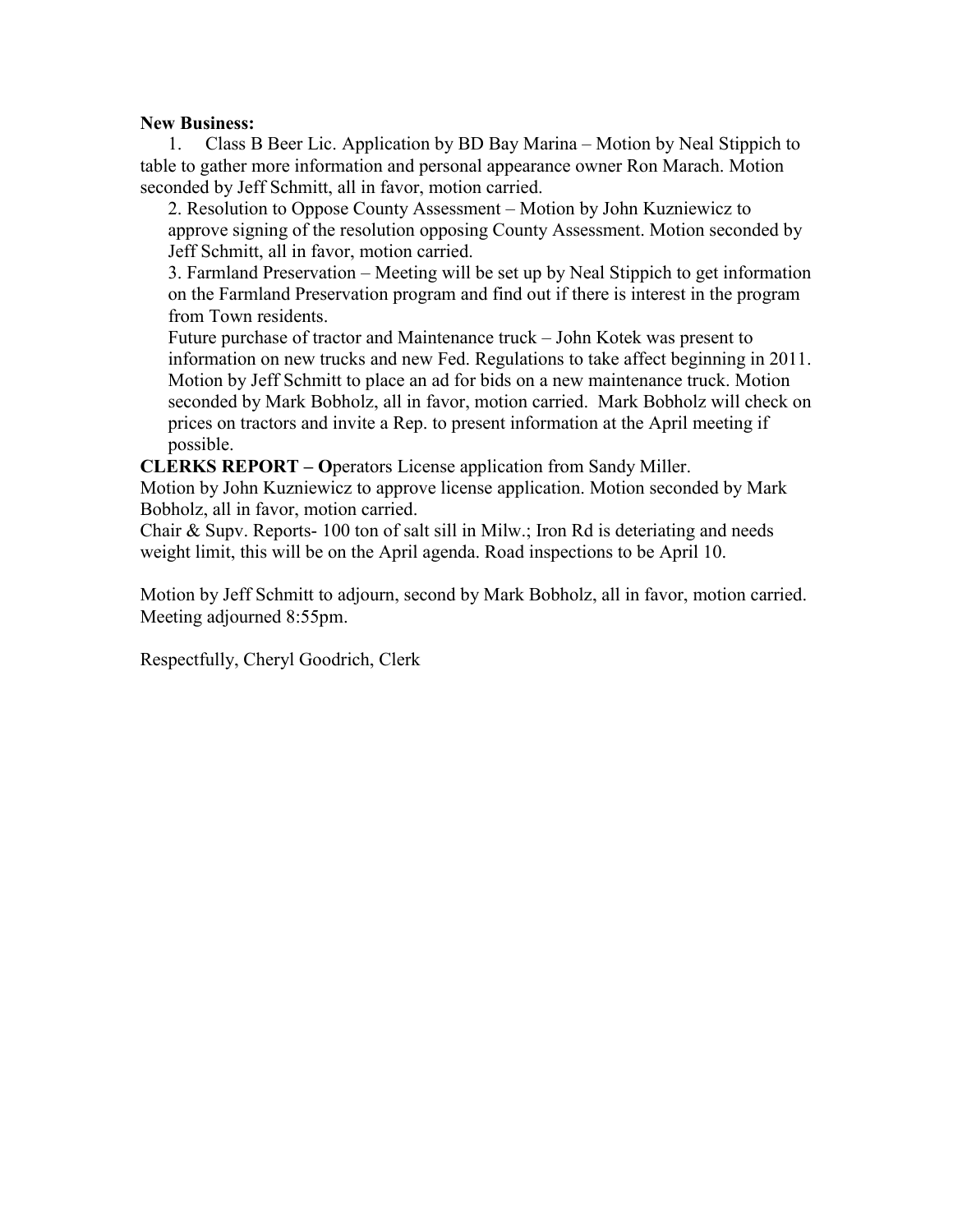**New Business:**

1. Class B Beer Lic. Application by BD Bay Marina – Motion by Neal Stippich to table to gather more information and personal appearance owner Ron Marach. Motion seconded by Jeff Schmitt, all in favor, motion carried.

2. Resolution to Oppose County Assessment – Motion by John Kuzniewicz to approve signing of the resolution opposing County Assessment. Motion seconded by Jeff Schmitt, all in favor, motion carried.

3. Farmland Preservation – Meeting will be set up by Neal Stippich to get information on the Farmland Preservation program and find out if there is interest in the program from Town residents.

Future purchase of tractor and Maintenance truck – John Kotek was present to information on new trucks and new Fed. Regulations to take affect beginning in 2011. Motion by Jeff Schmitt to place an ad for bids on a new maintenance truck. Motion seconded by Mark Bobholz, all in favor, motion carried. Mark Bobholz will check on prices on tractors and invite a Rep. to present information at the April meeting if possible.

**CLERKS REPORT – O**perators License application from Sandy Miller.

Motion by John Kuzniewicz to approve license application. Motion seconded by Mark Bobholz, all in favor, motion carried.

Chair & Supv. Reports- 100 ton of salt sill in Milw.; Iron Rd is deteriating and needs weight limit, this will be on the April agenda. Road inspections to be April 10.

Motion by Jeff Schmitt to adjourn, second by Mark Bobholz, all in favor, motion carried. Meeting adjourned 8:55pm.

Respectfully, Cheryl Goodrich, Clerk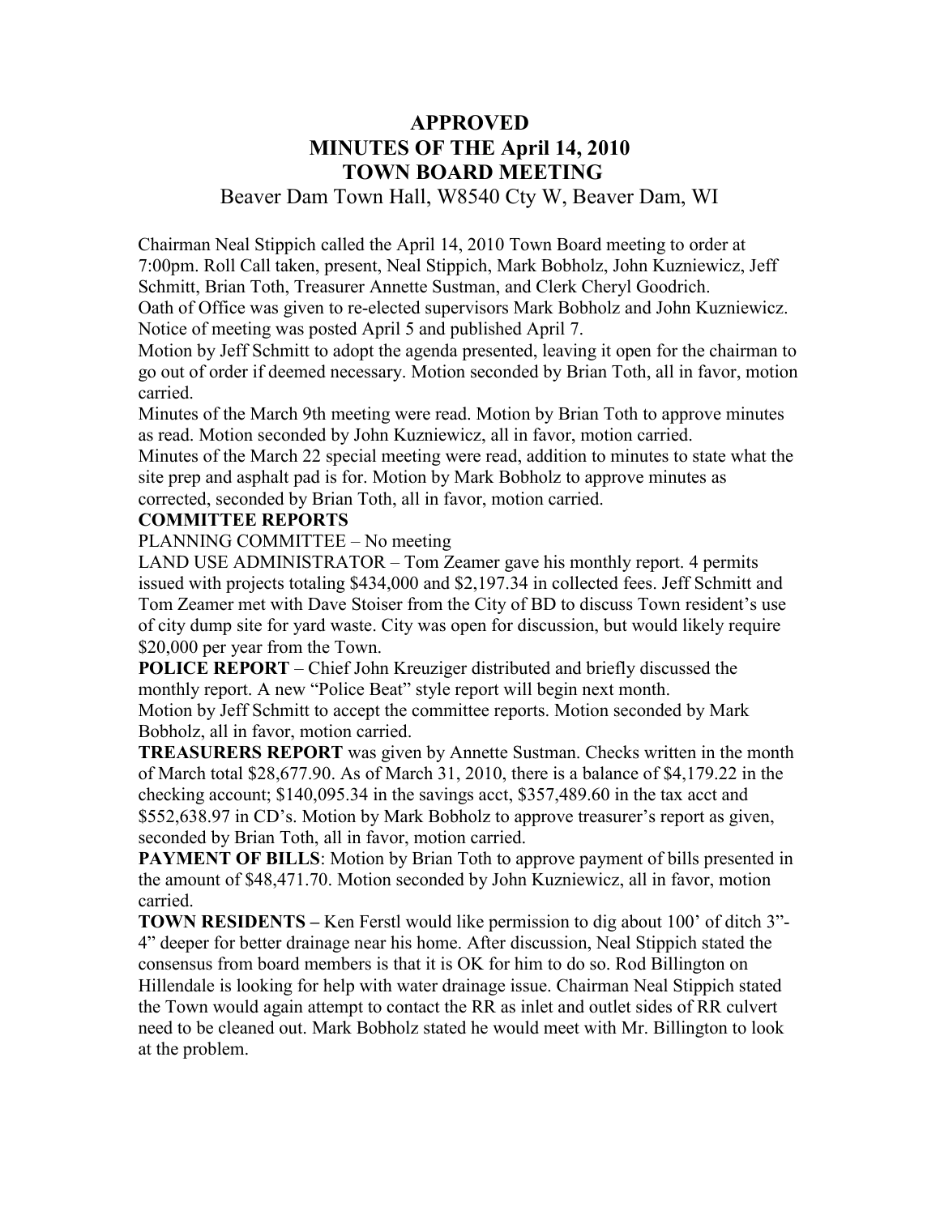# APPROVED
# MINUTES OF THE April 14, 2010
# TOWN BOARD MEETING

Beaver Dam Town Hall, W8540 Cty W, Beaver Dam, WI

Chairman Neal Stippich called the April 14, 2010 Town Board meeting to order at 7:00pm. Roll Call taken, present, Neal Stippich, Mark Bobholz, John Kuzniewicz, Jeff Schmitt, Brian Toth, Treasurer Annette Sustman, and Clerk Cheryl Goodrich.

Oath of Office was given to re-elected supervisors Mark Bobholz and John Kuzniewicz.

Notice of meeting was posted April 5 and published April 7.

Motion by Jeff Schmitt to adopt the agenda presented, leaving it open for the chairman to go out of order if deemed necessary. Motion seconded by Brian Toth, all in favor, motion carried.

Minutes of the March 9th meeting were read. Motion by Brian Toth to approve minutes as read. Motion seconded by John Kuzniewicz, all in favor, motion carried.

Minutes of the March 22 special meeting were read, addition to minutes to state what the site prep and asphalt pad is for. Motion by Mark Bobholz to approve minutes as corrected, seconded by Brian Toth, all in favor, motion carried.

**COMMITTEE REPORTS**

PLANNING COMMITTEE – No meeting

LAND USE ADMINISTRATOR – Tom Zeamer gave his monthly report. 4 permits issued with projects totaling $434,000 and $2,197.34 in collected fees. Jeff Schmitt and Tom Zeamer met with Dave Stoiser from the City of BD to discuss Town resident's use of city dump site for yard waste. City was open for discussion, but would likely require $20,000 per year from the Town.

**POLICE REPORT** – Chief John Kreuziger distributed and briefly discussed the monthly report. A new "Police Beat" style report will begin next month.

Motion by Jeff Schmitt to accept the committee reports. Motion seconded by Mark Bobholz, all in favor, motion carried.

**TREASURERS REPORT** was given by Annette Sustman. Checks written in the month of March total $28,677.90. As of March 31, 2010, there is a balance of $4,179.22 in the checking account; $140,095.34 in the savings acct, $357,489.60 in the tax acct and $552,638.97 in CD's. Motion by Mark Bobholz to approve treasurer's report as given, seconded by Brian Toth, all in favor, motion carried.

**PAYMENT OF BILLS**: Motion by Brian Toth to approve payment of bills presented in the amount of $48,471.70. Motion seconded by John Kuzniewicz, all in favor, motion carried.

**TOWN RESIDENTS –** Ken Ferstl would like permission to dig about 100' of ditch 3"-4" deeper for better drainage near his home. After discussion, Neal Stippich stated the consensus from board members is that it is OK for him to do so. Rod Billington on Hillendale is looking for help with water drainage issue. Chairman Neal Stippich stated the Town would again attempt to contact the RR as inlet and outlet sides of RR culvert need to be cleaned out. Mark Bobholz stated he would meet with Mr. Billington to look at the problem.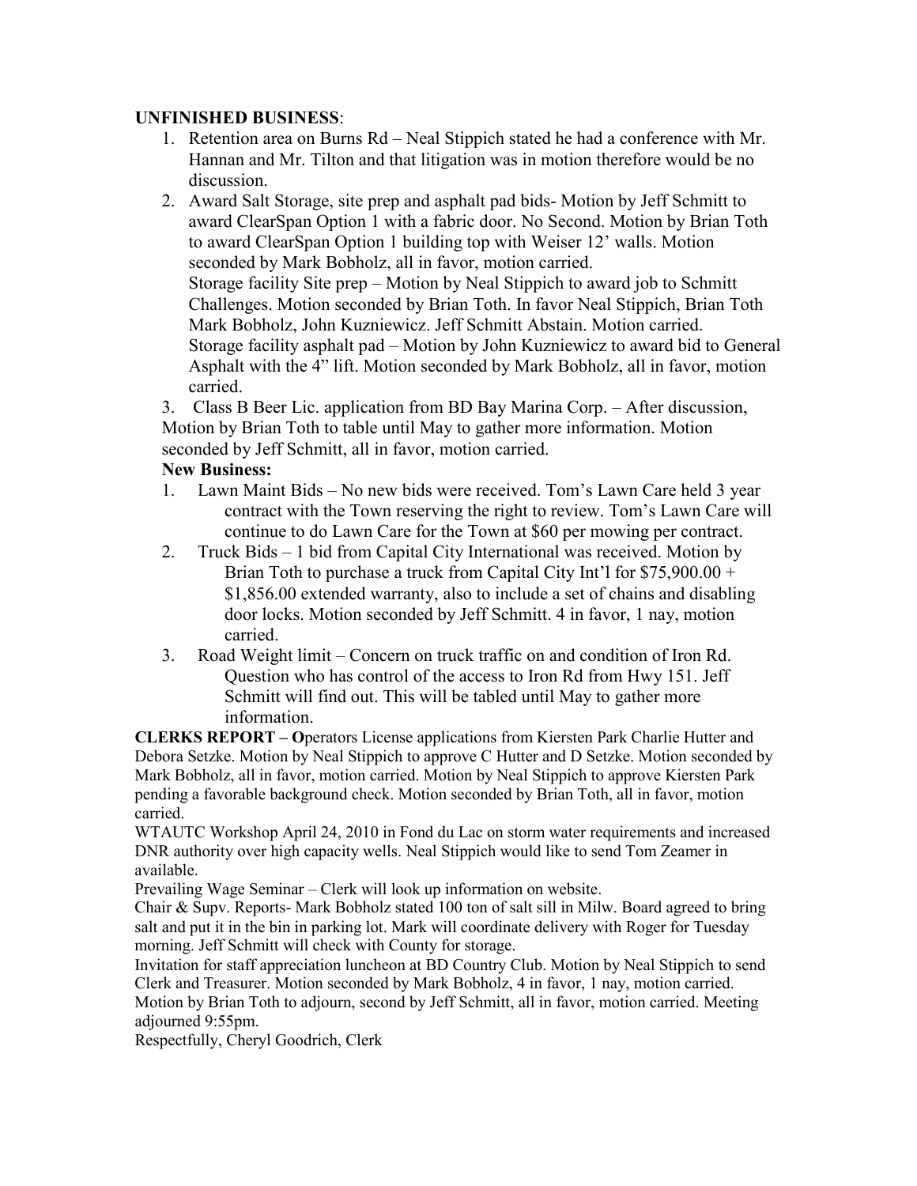**UNFINISHED BUSINESS**:

1. Retention area on Burns Rd – Neal Stippich stated he had a conference with Mr. Hannan and Mr. Tilton and that litigation was in motion therefore would be no discussion.
2. Award Salt Storage, site prep and asphalt pad bids- Motion by Jeff Schmitt to award ClearSpan Option 1 with a fabric door. No Second. Motion by Brian Toth to award ClearSpan Option 1 building top with Weiser 12' walls. Motion seconded by Mark Bobholz, all in favor, motion carried.
   Storage facility Site prep – Motion by Neal Stippich to award job to Schmitt Challenges. Motion seconded by Brian Toth. In favor Neal Stippich, Brian Toth Mark Bobholz, John Kuzniewicz. Jeff Schmitt Abstain. Motion carried.
   Storage facility asphalt pad – Motion by John Kuzniewicz to award bid to General Asphalt with the 4" lift. Motion seconded by Mark Bobholz, all in favor, motion carried.
3. Class B Beer Lic. application from BD Bay Marina Corp. – After discussion, Motion by Brian Toth to table until May to gather more information. Motion seconded by Jeff Schmitt, all in favor, motion carried.

**New Business:**

1. Lawn Maint Bids – No new bids were received. Tom's Lawn Care held 3 year contract with the Town reserving the right to review. Tom's Lawn Care will continue to do Lawn Care for the Town at $60 per mowing per contract.
2. Truck Bids – 1 bid from Capital City International was received. Motion by Brian Toth to purchase a truck from Capital City Int'l for $75,900.00 + $1,856.00 extended warranty, also to include a set of chains and disabling door locks. Motion seconded by Jeff Schmitt. 4 in favor, 1 nay, motion carried.
3. Road Weight limit – Concern on truck traffic on and condition of Iron Rd. Question who has control of the access to Iron Rd from Hwy 151. Jeff Schmitt will find out. This will be tabled until May to gather more information.

**CLERKS REPORT – O**perators License applications from Kiersten Park Charlie Hutter and Debora Setzke. Motion by Neal Stippich to approve C Hutter and D Setzke. Motion seconded by Mark Bobholz, all in favor, motion carried. Motion by Neal Stippich to approve Kiersten Park pending a favorable background check. Motion seconded by Brian Toth, all in favor, motion carried.

WTAUTC Workshop April 24, 2010 in Fond du Lac on storm water requirements and increased DNR authority over high capacity wells. Neal Stippich would like to send Tom Zeamer in available.

Prevailing Wage Seminar – Clerk will look up information on website.

Chair & Supv. Reports- Mark Bobholz stated 100 ton of salt sill in Milw. Board agreed to bring salt and put it in the bin in parking lot. Mark will coordinate delivery with Roger for Tuesday morning. Jeff Schmitt will check with County for storage.

Invitation for staff appreciation luncheon at BD Country Club. Motion by Neal Stippich to send Clerk and Treasurer. Motion seconded by Mark Bobholz, 4 in favor, 1 nay, motion carried.

Motion by Brian Toth to adjourn, second by Jeff Schmitt, all in favor, motion carried. Meeting adjourned 9:55pm.

Respectfully, Cheryl Goodrich, Clerk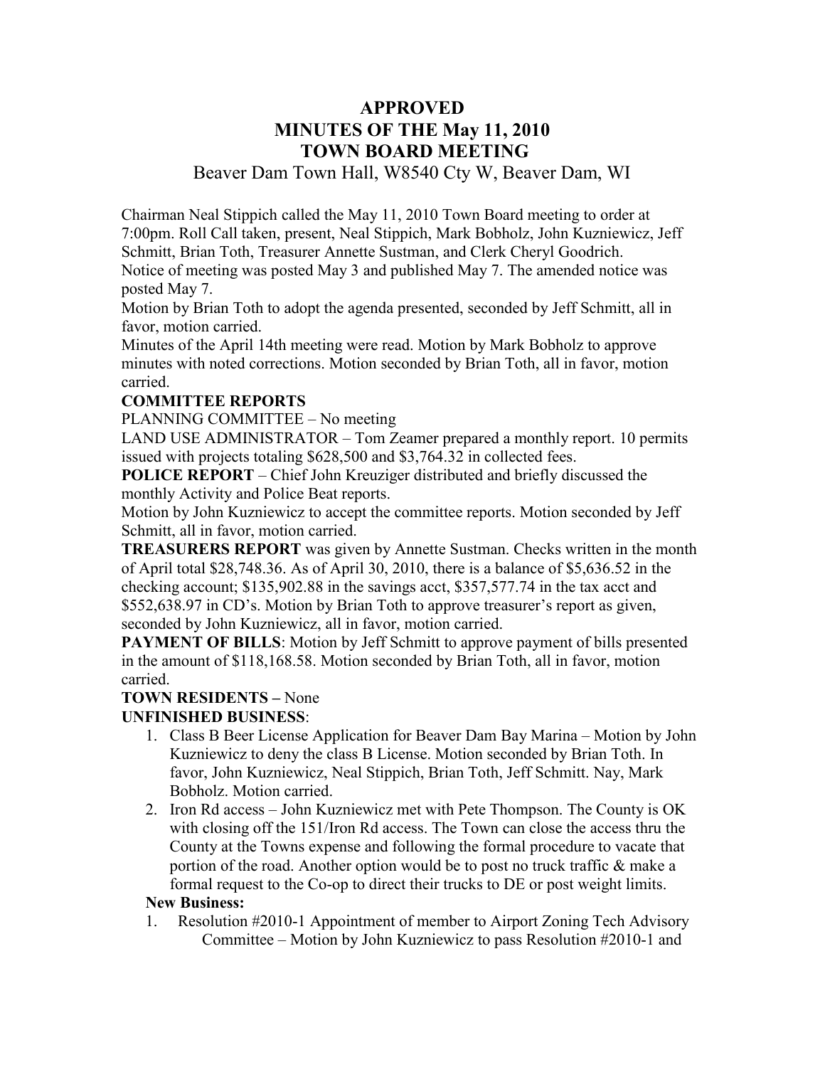# APPROVED
# MINUTES OF THE May 11, 2010
# TOWN BOARD MEETING

Beaver Dam Town Hall, W8540 Cty W, Beaver Dam, WI

Chairman Neal Stippich called the May 11, 2010 Town Board meeting to order at 7:00pm. Roll Call taken, present, Neal Stippich, Mark Bobholz, John Kuzniewicz, Jeff Schmitt, Brian Toth, Treasurer Annette Sustman, and Clerk Cheryl Goodrich.
Notice of meeting was posted May 3 and published May 7. The amended notice was posted May 7.
Motion by Brian Toth to adopt the agenda presented, seconded by Jeff Schmitt, all in favor, motion carried.
Minutes of the April 14th meeting were read. Motion by Mark Bobholz to approve minutes with noted corrections. Motion seconded by Brian Toth, all in favor, motion carried.

**COMMITTEE REPORTS**

PLANNING COMMITTEE – No meeting

LAND USE ADMINISTRATOR – Tom Zeamer prepared a monthly report. 10 permits issued with projects totaling $628,500 and $3,764.32 in collected fees.

**POLICE REPORT** – Chief John Kreuziger distributed and briefly discussed the monthly Activity and Police Beat reports.

Motion by John Kuzniewicz to accept the committee reports. Motion seconded by Jeff Schmitt, all in favor, motion carried.

**TREASURERS REPORT** was given by Annette Sustman. Checks written in the month of April total $28,748.36. As of April 30, 2010, there is a balance of $5,636.52 in the checking account; $135,902.88 in the savings acct, $357,577.74 in the tax acct and $552,638.97 in CD's. Motion by Brian Toth to approve treasurer's report as given, seconded by John Kuzniewicz, all in favor, motion carried.

**PAYMENT OF BILLS**: Motion by Jeff Schmitt to approve payment of bills presented in the amount of $118,168.58. Motion seconded by Brian Toth, all in favor, motion carried.

**TOWN RESIDENTS –** None

**UNFINISHED BUSINESS**:

1. Class B Beer License Application for Beaver Dam Bay Marina – Motion by John Kuzniewicz to deny the class B License. Motion seconded by Brian Toth. In favor, John Kuzniewicz, Neal Stippich, Brian Toth, Jeff Schmitt. Nay, Mark Bobholz. Motion carried.
2. Iron Rd access – John Kuzniewicz met with Pete Thompson. The County is OK with closing off the 151/Iron Rd access. The Town can close the access thru the County at the Towns expense and following the formal procedure to vacate that portion of the road. Another option would be to post no truck traffic & make a formal request to the Co-op to direct their trucks to DE or post weight limits.

**New Business:**

1. Resolution #2010-1 Appointment of member to Airport Zoning Tech Advisory Committee – Motion by John Kuzniewicz to pass Resolution #2010-1 and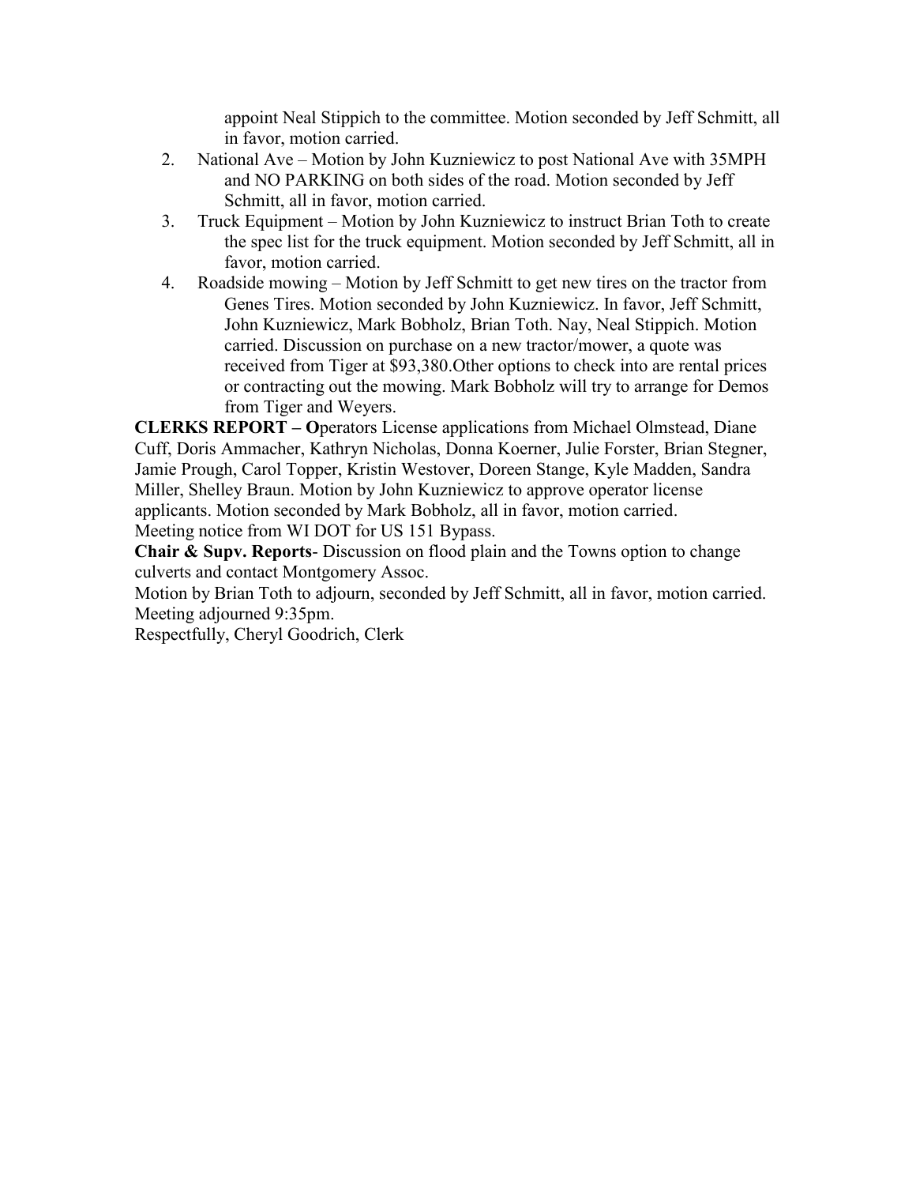appoint Neal Stippich to the committee. Motion seconded by Jeff Schmitt, all in favor, motion carried.

2. National Ave – Motion by John Kuzniewicz to post National Ave with 35MPH and NO PARKING on both sides of the road. Motion seconded by Jeff Schmitt, all in favor, motion carried.
3. Truck Equipment – Motion by John Kuzniewicz to instruct Brian Toth to create the spec list for the truck equipment. Motion seconded by Jeff Schmitt, all in favor, motion carried.
4. Roadside mowing – Motion by Jeff Schmitt to get new tires on the tractor from Genes Tires. Motion seconded by John Kuzniewicz. In favor, Jeff Schmitt, John Kuzniewicz, Mark Bobholz, Brian Toth. Nay, Neal Stippich. Motion carried. Discussion on purchase on a new tractor/mower, a quote was received from Tiger at $93,380.Other options to check into are rental prices or contracting out the mowing. Mark Bobholz will try to arrange for Demos from Tiger and Weyers.

**CLERKS REPORT – O**perators License applications from Michael Olmstead, Diane Cuff, Doris Ammacher, Kathryn Nicholas, Donna Koerner, Julie Forster, Brian Stegner, Jamie Prough, Carol Topper, Kristin Westover, Doreen Stange, Kyle Madden, Sandra Miller, Shelley Braun. Motion by John Kuzniewicz to approve operator license applicants. Motion seconded by Mark Bobholz, all in favor, motion carried.
Meeting notice from WI DOT for US 151 Bypass.

**Chair & Supv. Reports**- Discussion on flood plain and the Towns option to change culverts and contact Montgomery Assoc.

Motion by Brian Toth to adjourn, seconded by Jeff Schmitt, all in favor, motion carried.
Meeting adjourned 9:35pm.
Respectfully, Cheryl Goodrich, Clerk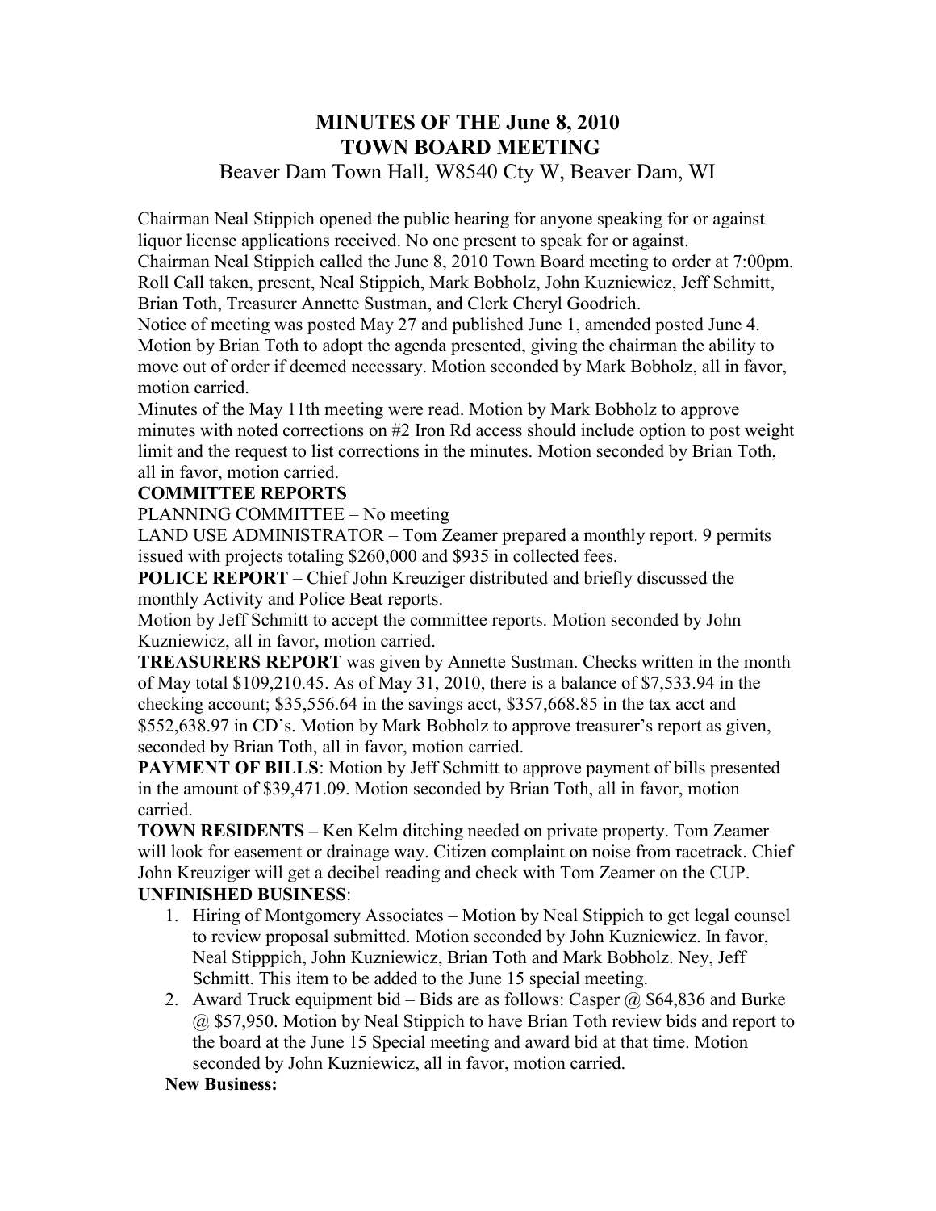# MINUTES OF THE June 8, 2010
# TOWN BOARD MEETING

Beaver Dam Town Hall, W8540 Cty W, Beaver Dam, WI

Chairman Neal Stippich opened the public hearing for anyone speaking for or against liquor license applications received. No one present to speak for or against.
Chairman Neal Stippich called the June 8, 2010 Town Board meeting to order at 7:00pm. Roll Call taken, present, Neal Stippich, Mark Bobholz, John Kuzniewicz, Jeff Schmitt, Brian Toth, Treasurer Annette Sustman, and Clerk Cheryl Goodrich.
Notice of meeting was posted May 27 and published June 1, amended posted June 4.
Motion by Brian Toth to adopt the agenda presented, giving the chairman the ability to move out of order if deemed necessary. Motion seconded by Mark Bobholz, all in favor, motion carried.
Minutes of the May 11th meeting were read. Motion by Mark Bobholz to approve minutes with noted corrections on #2 Iron Rd access should include option to post weight limit and the request to list corrections in the minutes. Motion seconded by Brian Toth, all in favor, motion carried.

**COMMITTEE REPORTS**

PLANNING COMMITTEE – No meeting

LAND USE ADMINISTRATOR – Tom Zeamer prepared a monthly report. 9 permits issued with projects totaling $260,000 and $935 in collected fees.

**POLICE REPORT** – Chief John Kreuziger distributed and briefly discussed the monthly Activity and Police Beat reports.

Motion by Jeff Schmitt to accept the committee reports. Motion seconded by John Kuzniewicz, all in favor, motion carried.

**TREASURERS REPORT** was given by Annette Sustman. Checks written in the month of May total $109,210.45. As of May 31, 2010, there is a balance of $7,533.94 in the checking account; $35,556.64 in the savings acct, $357,668.85 in the tax acct and $552,638.97 in CD's. Motion by Mark Bobholz to approve treasurer's report as given, seconded by Brian Toth, all in favor, motion carried.

**PAYMENT OF BILLS**: Motion by Jeff Schmitt to approve payment of bills presented in the amount of $39,471.09. Motion seconded by Brian Toth, all in favor, motion carried.

**TOWN RESIDENTS –** Ken Kelm ditching needed on private property. Tom Zeamer will look for easement or drainage way. Citizen complaint on noise from racetrack. Chief John Kreuziger will get a decibel reading and check with Tom Zeamer on the CUP.

**UNFINISHED BUSINESS**:

1. Hiring of Montgomery Associates – Motion by Neal Stippich to get legal counsel to review proposal submitted. Motion seconded by John Kuzniewicz. In favor, Neal Stipppich, John Kuzniewicz, Brian Toth and Mark Bobholz. Ney, Jeff Schmitt. This item to be added to the June 15 special meeting.
2. Award Truck equipment bid – Bids are as follows: Casper @ $64,836 and Burke @ $57,950. Motion by Neal Stippich to have Brian Toth review bids and report to the board at the June 15 Special meeting and award bid at that time. Motion seconded by John Kuzniewicz, all in favor, motion carried.

**New Business:**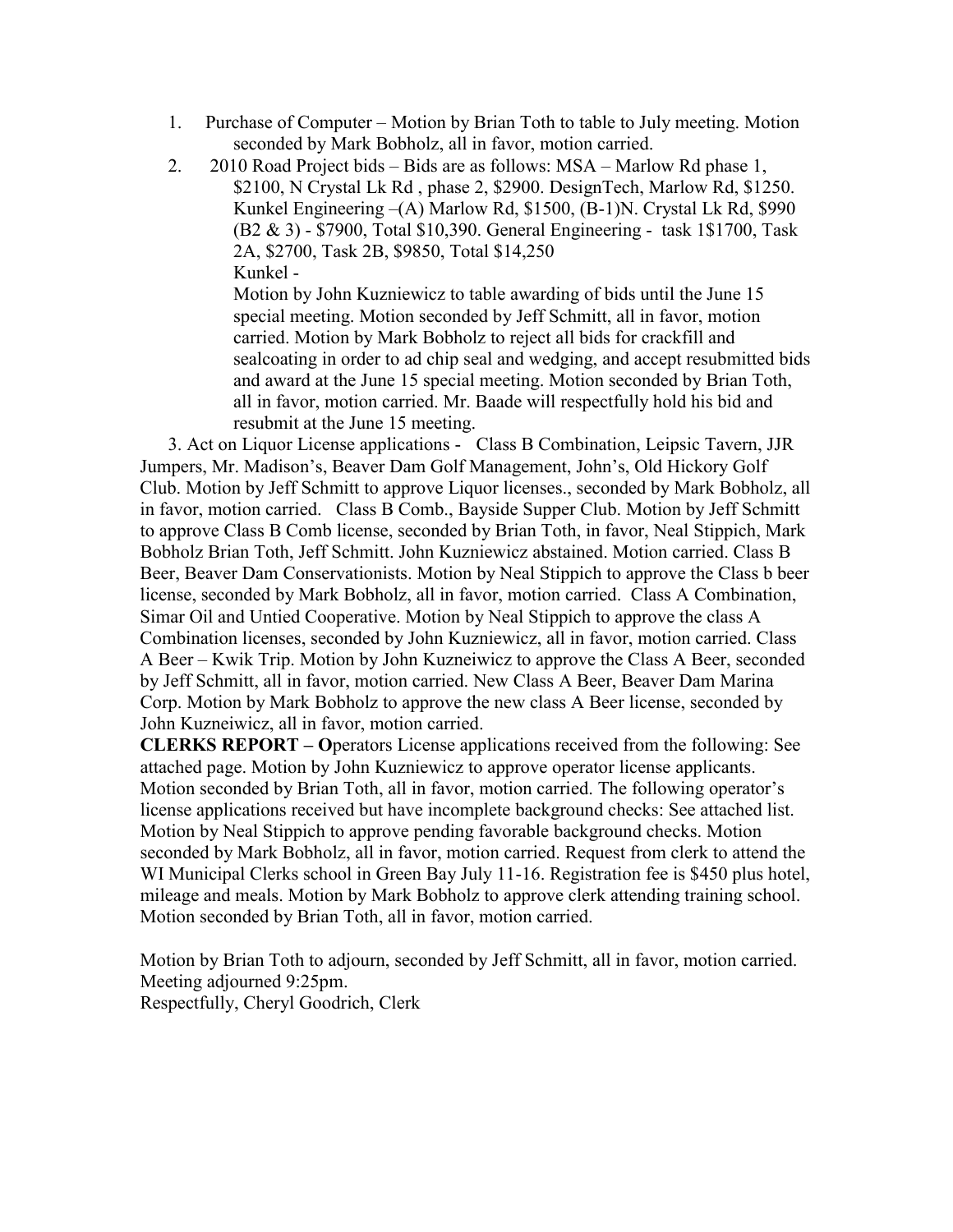1. Purchase of Computer – Motion by Brian Toth to table to July meeting. Motion seconded by Mark Bobholz, all in favor, motion carried.
2. 2010 Road Project bids – Bids are as follows: MSA – Marlow Rd phase 1, $2100, N Crystal Lk Rd , phase 2, $2900. DesignTech, Marlow Rd, $1250. Kunkel Engineering –(A) Marlow Rd, $1500, (B-1)N. Crystal Lk Rd, $990 (B2 & 3) - $7900, Total $10,390. General Engineering - task 1$1700, Task 2A, $2700, Task 2B, $9850, Total $14,250

   Kunkel -

   Motion by John Kuzniewicz to table awarding of bids until the June 15 special meeting. Motion seconded by Jeff Schmitt, all in favor, motion carried. Motion by Mark Bobholz to reject all bids for crackfill and sealcoating in order to ad chip seal and wedging, and accept resubmitted bids and award at the June 15 special meeting. Motion seconded by Brian Toth, all in favor, motion carried. Mr. Baade will respectfully hold his bid and resubmit at the June 15 meeting.

3. Act on Liquor License applications - Class B Combination, Leipsic Tavern, JJR Jumpers, Mr. Madison's, Beaver Dam Golf Management, John's, Old Hickory Golf Club. Motion by Jeff Schmitt to approve Liquor licenses., seconded by Mark Bobholz, all in favor, motion carried. Class B Comb., Bayside Supper Club. Motion by Jeff Schmitt to approve Class B Comb license, seconded by Brian Toth, in favor, Neal Stippich, Mark Bobholz Brian Toth, Jeff Schmitt. John Kuzniewicz abstained. Motion carried. Class B Beer, Beaver Dam Conservationists. Motion by Neal Stippich to approve the Class b beer license, seconded by Mark Bobholz, all in favor, motion carried. Class A Combination, Simar Oil and Untied Cooperative. Motion by Neal Stippich to approve the class A Combination licenses, seconded by John Kuzniewicz, all in favor, motion carried. Class A Beer – Kwik Trip. Motion by John Kuzneiwicz to approve the Class A Beer, seconded by Jeff Schmitt, all in favor, motion carried. New Class A Beer, Beaver Dam Marina Corp. Motion by Mark Bobholz to approve the new class A Beer license, seconded by John Kuzneiwicz, all in favor, motion carried.

**CLERKS REPORT – O**perators License applications received from the following: See attached page. Motion by John Kuzniewicz to approve operator license applicants. Motion seconded by Brian Toth, all in favor, motion carried. The following operator's license applications received but have incomplete background checks: See attached list. Motion by Neal Stippich to approve pending favorable background checks. Motion seconded by Mark Bobholz, all in favor, motion carried. Request from clerk to attend the WI Municipal Clerks school in Green Bay July 11-16. Registration fee is $450 plus hotel, mileage and meals. Motion by Mark Bobholz to approve clerk attending training school. Motion seconded by Brian Toth, all in favor, motion carried.

Motion by Brian Toth to adjourn, seconded by Jeff Schmitt, all in favor, motion carried. Meeting adjourned 9:25pm.

Respectfully, Cheryl Goodrich, Clerk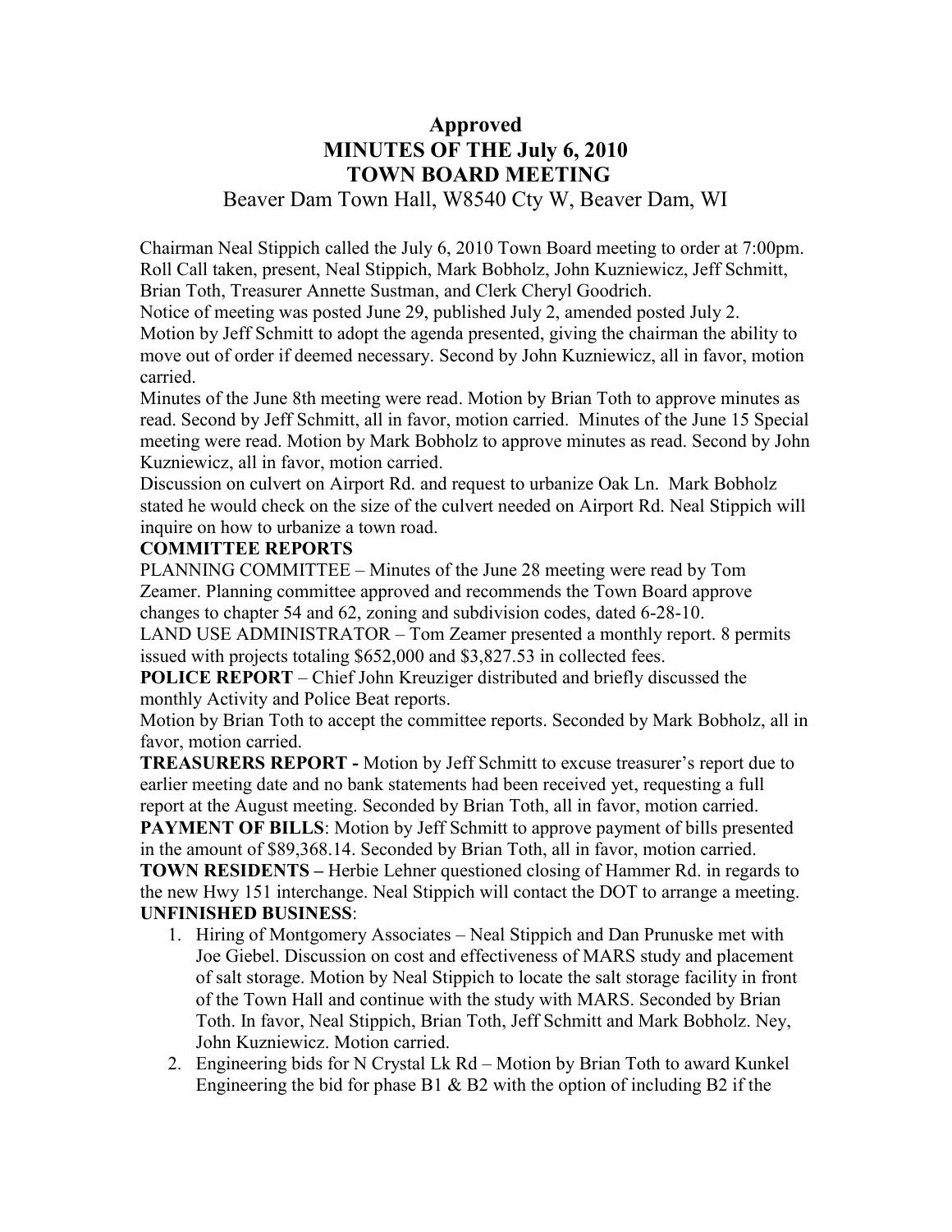# Approved
# MINUTES OF THE July 6, 2010
# TOWN BOARD MEETING

Beaver Dam Town Hall, W8540 Cty W, Beaver Dam, WI

Chairman Neal Stippich called the July 6, 2010 Town Board meeting to order at 7:00pm. Roll Call taken, present, Neal Stippich, Mark Bobholz, John Kuzniewicz, Jeff Schmitt, Brian Toth, Treasurer Annette Sustman, and Clerk Cheryl Goodrich.

Notice of meeting was posted June 29, published July 2, amended posted July 2.

Motion by Jeff Schmitt to adopt the agenda presented, giving the chairman the ability to move out of order if deemed necessary. Second by John Kuzniewicz, all in favor, motion carried.

Minutes of the June 8th meeting were read. Motion by Brian Toth to approve minutes as read. Second by Jeff Schmitt, all in favor, motion carried. Minutes of the June 15 Special meeting were read. Motion by Mark Bobholz to approve minutes as read. Second by John Kuzniewicz, all in favor, motion carried.

Discussion on culvert on Airport Rd. and request to urbanize Oak Ln. Mark Bobholz stated he would check on the size of the culvert needed on Airport Rd. Neal Stippich will inquire on how to urbanize a town road.

**COMMITTEE REPORTS**

PLANNING COMMITTEE – Minutes of the June 28 meeting were read by Tom Zeamer. Planning committee approved and recommends the Town Board approve changes to chapter 54 and 62, zoning and subdivision codes, dated 6-28-10.

LAND USE ADMINISTRATOR – Tom Zeamer presented a monthly report. 8 permits issued with projects totaling $652,000 and $3,827.53 in collected fees.

**POLICE REPORT** – Chief John Kreuziger distributed and briefly discussed the monthly Activity and Police Beat reports.

Motion by Brian Toth to accept the committee reports. Seconded by Mark Bobholz, all in favor, motion carried.

**TREASURERS REPORT -** Motion by Jeff Schmitt to excuse treasurer's report due to earlier meeting date and no bank statements had been received yet, requesting a full report at the August meeting. Seconded by Brian Toth, all in favor, motion carried.

**PAYMENT OF BILLS**: Motion by Jeff Schmitt to approve payment of bills presented in the amount of $89,368.14. Seconded by Brian Toth, all in favor, motion carried.

**TOWN RESIDENTS –** Herbie Lehner questioned closing of Hammer Rd. in regards to the new Hwy 151 interchange. Neal Stippich will contact the DOT to arrange a meeting.

**UNFINISHED BUSINESS**:

1. Hiring of Montgomery Associates – Neal Stippich and Dan Prunuske met with Joe Giebel. Discussion on cost and effectiveness of MARS study and placement of salt storage. Motion by Neal Stippich to locate the salt storage facility in front of the Town Hall and continue with the study with MARS. Seconded by Brian Toth. In favor, Neal Stippich, Brian Toth, Jeff Schmitt and Mark Bobholz. Ney, John Kuzniewicz. Motion carried.
2. Engineering bids for N Crystal Lk Rd – Motion by Brian Toth to award Kunkel Engineering the bid for phase B1 & B2 with the option of including B2 if the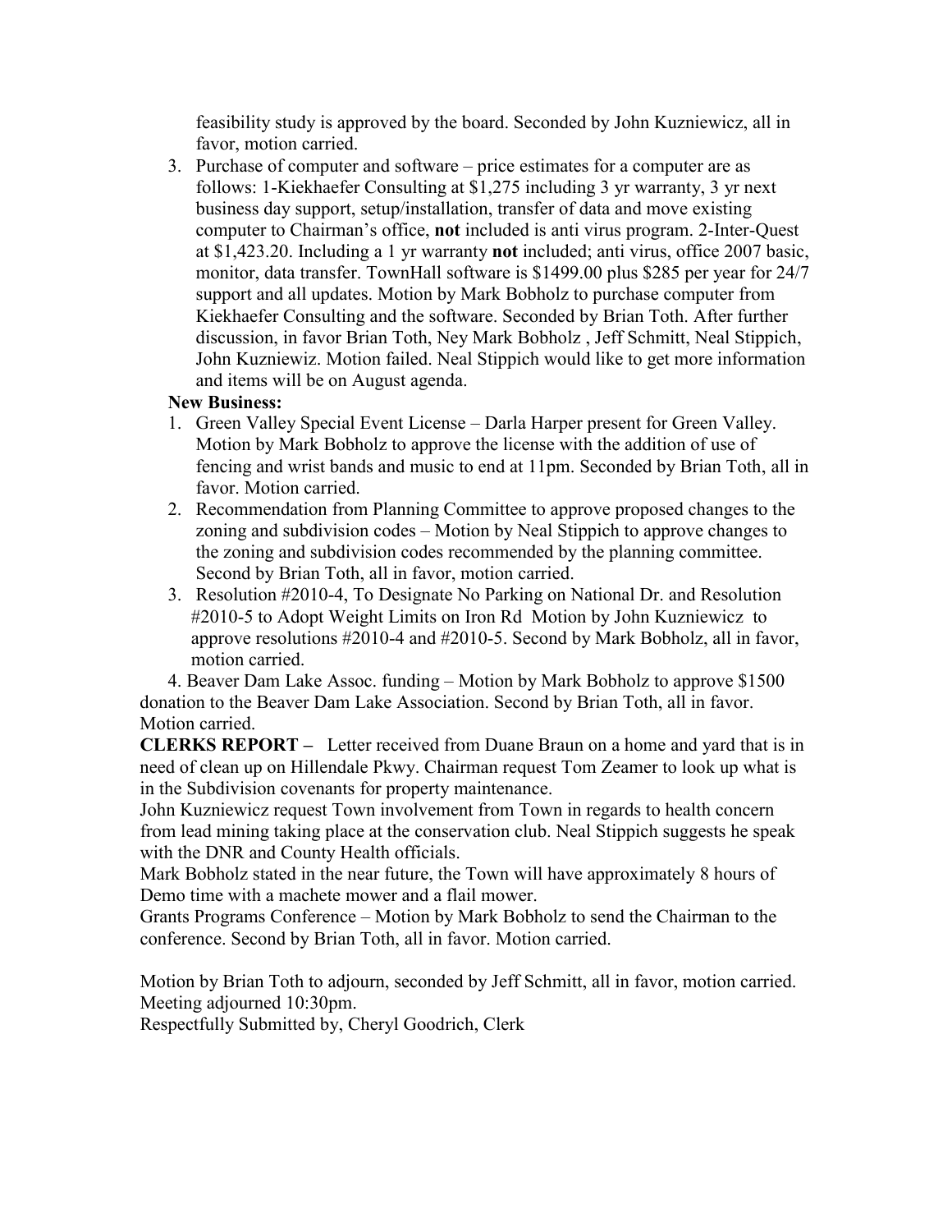feasibility study is approved by the board. Seconded by John Kuzniewicz, all in favor, motion carried.

3. Purchase of computer and software – price estimates for a computer are as follows: 1-Kiekhaefer Consulting at $1,275 including 3 yr warranty, 3 yr next business day support, setup/installation, transfer of data and move existing computer to Chairman's office, **not** included is anti virus program. 2-Inter-Quest at $1,423.20. Including a 1 yr warranty **not** included; anti virus, office 2007 basic, monitor, data transfer. TownHall software is $1499.00 plus $285 per year for 24/7 support and all updates. Motion by Mark Bobholz to purchase computer from Kiekhaefer Consulting and the software. Seconded by Brian Toth. After further discussion, in favor Brian Toth, Ney Mark Bobholz , Jeff Schmitt, Neal Stippich, John Kuzniewiz. Motion failed. Neal Stippich would like to get more information and items will be on August agenda.

**New Business:**

1. Green Valley Special Event License – Darla Harper present for Green Valley. Motion by Mark Bobholz to approve the license with the addition of use of fencing and wrist bands and music to end at 11pm. Seconded by Brian Toth, all in favor. Motion carried.
2. Recommendation from Planning Committee to approve proposed changes to the zoning and subdivision codes – Motion by Neal Stippich to approve changes to the zoning and subdivision codes recommended by the planning committee. Second by Brian Toth, all in favor, motion carried.
3. Resolution #2010-4, To Designate No Parking on National Dr. and Resolution #2010-5 to Adopt Weight Limits on Iron Rd Motion by John Kuzniewicz to approve resolutions #2010-4 and #2010-5. Second by Mark Bobholz, all in favor, motion carried.
4. Beaver Dam Lake Assoc. funding – Motion by Mark Bobholz to approve $1500 donation to the Beaver Dam Lake Association. Second by Brian Toth, all in favor. Motion carried.

**CLERKS REPORT –** Letter received from Duane Braun on a home and yard that is in need of clean up on Hillendale Pkwy. Chairman request Tom Zeamer to look up what is in the Subdivision covenants for property maintenance.

John Kuzniewicz request Town involvement from Town in regards to health concern from lead mining taking place at the conservation club. Neal Stippich suggests he speak with the DNR and County Health officials.

Mark Bobholz stated in the near future, the Town will have approximately 8 hours of Demo time with a machete mower and a flail mower.

Grants Programs Conference – Motion by Mark Bobholz to send the Chairman to the conference. Second by Brian Toth, all in favor. Motion carried.

Motion by Brian Toth to adjourn, seconded by Jeff Schmitt, all in favor, motion carried. Meeting adjourned 10:30pm.

Respectfully Submitted by, Cheryl Goodrich, Clerk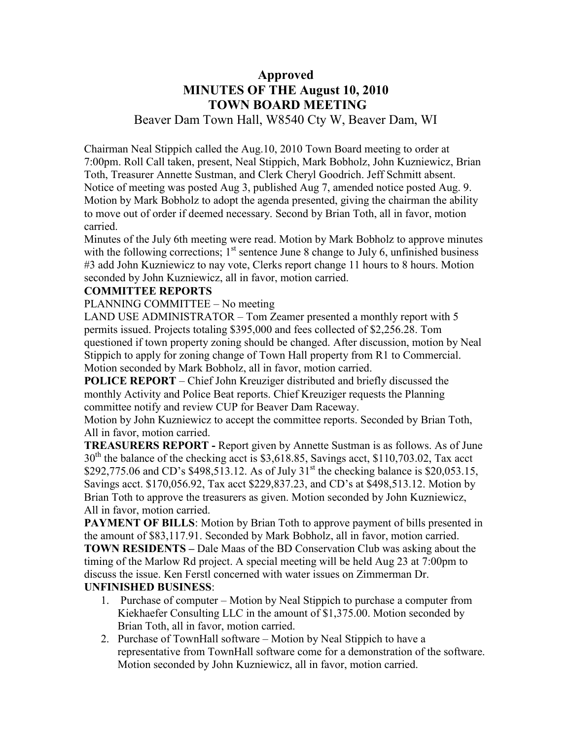# Approved
# MINUTES OF THE August 10, 2010
# TOWN BOARD MEETING

Beaver Dam Town Hall, W8540 Cty W, Beaver Dam, WI

Chairman Neal Stippich called the Aug.10, 2010 Town Board meeting to order at 7:00pm. Roll Call taken, present, Neal Stippich, Mark Bobholz, John Kuzniewicz, Brian Toth, Treasurer Annette Sustman, and Clerk Cheryl Goodrich. Jeff Schmitt absent. Notice of meeting was posted Aug 3, published Aug 7, amended notice posted Aug. 9. Motion by Mark Bobholz to adopt the agenda presented, giving the chairman the ability to move out of order if deemed necessary. Second by Brian Toth, all in favor, motion carried.

Minutes of the July 6th meeting were read. Motion by Mark Bobholz to approve minutes with the following corrections; 1st sentence June 8 change to July 6, unfinished business #3 add John Kuzniewicz to nay vote, Clerks report change 11 hours to 8 hours. Motion seconded by John Kuzniewicz, all in favor, motion carried.

**COMMITTEE REPORTS**

PLANNING COMMITTEE – No meeting

LAND USE ADMINISTRATOR – Tom Zeamer presented a monthly report with 5 permits issued. Projects totaling $395,000 and fees collected of $2,256.28. Tom questioned if town property zoning should be changed. After discussion, motion by Neal Stippich to apply for zoning change of Town Hall property from R1 to Commercial. Motion seconded by Mark Bobholz, all in favor, motion carried.

**POLICE REPORT** – Chief John Kreuziger distributed and briefly discussed the monthly Activity and Police Beat reports. Chief Kreuziger requests the Planning committee notify and review CUP for Beaver Dam Raceway.

Motion by John Kuzniewicz to accept the committee reports. Seconded by Brian Toth, All in favor, motion carried.

**TREASURERS REPORT -** Report given by Annette Sustman is as follows. As of June 30th the balance of the checking acct is $3,618.85, Savings acct, $110,703.02, Tax acct $292,775.06 and CD's $498,513.12. As of July 31st the checking balance is $20,053.15, Savings acct. $170,056.92, Tax acct $229,837.23, and CD's at $498,513.12. Motion by Brian Toth to approve the treasurers as given. Motion seconded by John Kuzniewicz, All in favor, motion carried.

**PAYMENT OF BILLS**: Motion by Brian Toth to approve payment of bills presented in the amount of $83,117.91. Seconded by Mark Bobholz, all in favor, motion carried.

**TOWN RESIDENTS –** Dale Maas of the BD Conservation Club was asking about the timing of the Marlow Rd project. A special meeting will be held Aug 23 at 7:00pm to discuss the issue. Ken Ferstl concerned with water issues on Zimmerman Dr.

**UNFINISHED BUSINESS**:

1. Purchase of computer – Motion by Neal Stippich to purchase a computer from Kiekhaefer Consulting LLC in the amount of $1,375.00. Motion seconded by Brian Toth, all in favor, motion carried.
2. Purchase of TownHall software – Motion by Neal Stippich to have a representative from TownHall software come for a demonstration of the software. Motion seconded by John Kuzniewicz, all in favor, motion carried.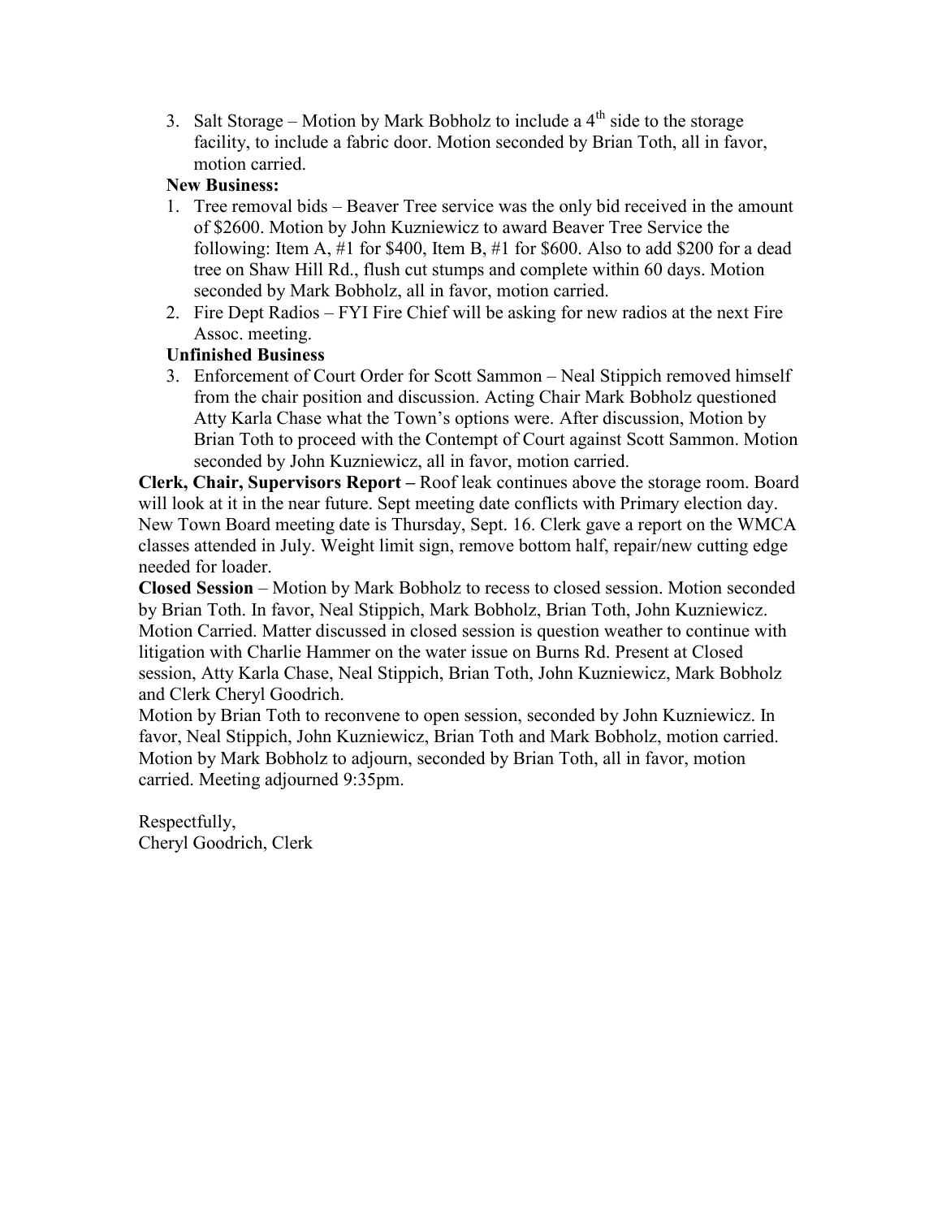3. Salt Storage – Motion by Mark Bobholz to include a 4th side to the storage facility, to include a fabric door. Motion seconded by Brian Toth, all in favor, motion carried.

**New Business:**

1. Tree removal bids – Beaver Tree service was the only bid received in the amount of $2600. Motion by John Kuzniewicz to award Beaver Tree Service the following: Item A, #1 for $400, Item B, #1 for $600. Also to add $200 for a dead tree on Shaw Hill Rd., flush cut stumps and complete within 60 days. Motion seconded by Mark Bobholz, all in favor, motion carried.
2. Fire Dept Radios – FYI Fire Chief will be asking for new radios at the next Fire Assoc. meeting.

**Unfinished Business**

3. Enforcement of Court Order for Scott Sammon – Neal Stippich removed himself from the chair position and discussion. Acting Chair Mark Bobholz questioned Atty Karla Chase what the Town's options were. After discussion, Motion by Brian Toth to proceed with the Contempt of Court against Scott Sammon. Motion seconded by John Kuzniewicz, all in favor, motion carried.

**Clerk, Chair, Supervisors Report –** Roof leak continues above the storage room. Board will look at it in the near future. Sept meeting date conflicts with Primary election day. New Town Board meeting date is Thursday, Sept. 16. Clerk gave a report on the WMCA classes attended in July. Weight limit sign, remove bottom half, repair/new cutting edge needed for loader.

**Closed Session** – Motion by Mark Bobholz to recess to closed session. Motion seconded by Brian Toth. In favor, Neal Stippich, Mark Bobholz, Brian Toth, John Kuzniewicz. Motion Carried. Matter discussed in closed session is question weather to continue with litigation with Charlie Hammer on the water issue on Burns Rd. Present at Closed session, Atty Karla Chase, Neal Stippich, Brian Toth, John Kuzniewicz, Mark Bobholz and Clerk Cheryl Goodrich.

Motion by Brian Toth to reconvene to open session, seconded by John Kuzniewicz. In favor, Neal Stippich, John Kuzniewicz, Brian Toth and Mark Bobholz, motion carried. Motion by Mark Bobholz to adjourn, seconded by Brian Toth, all in favor, motion carried. Meeting adjourned 9:35pm.

Respectfully,
Cheryl Goodrich, Clerk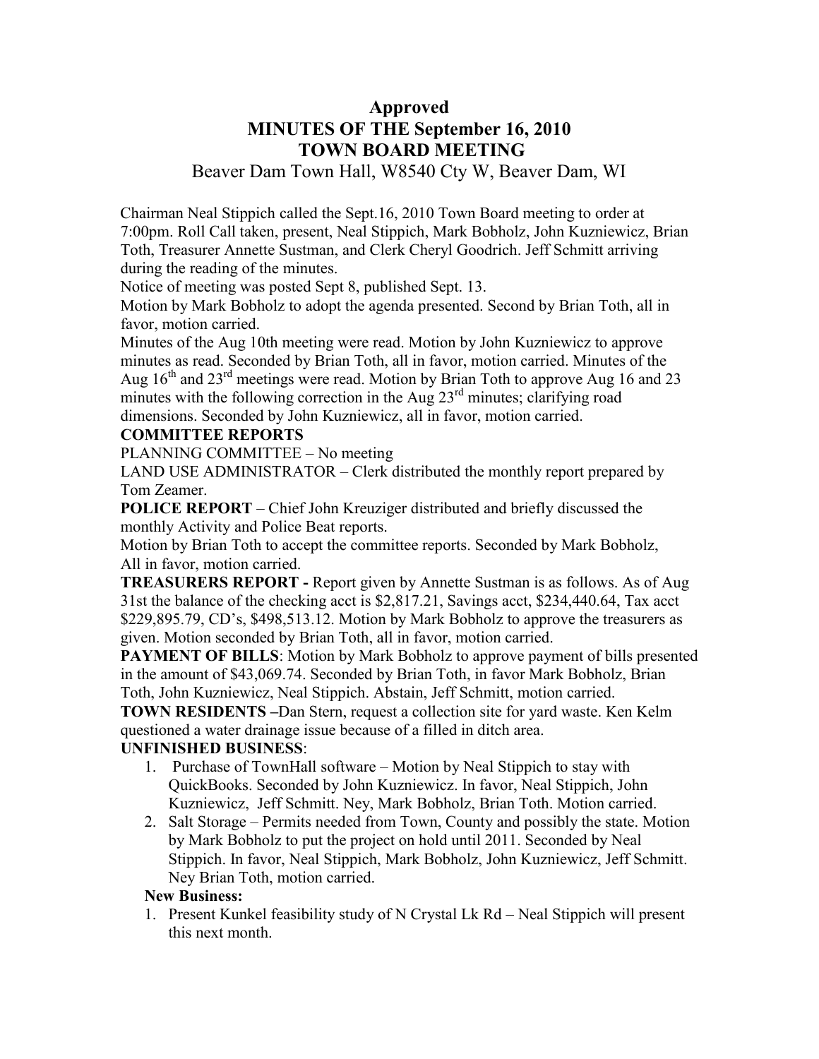# Approved
# MINUTES OF THE September 16, 2010
# TOWN BOARD MEETING

Beaver Dam Town Hall, W8540 Cty W, Beaver Dam, WI

Chairman Neal Stippich called the Sept.16, 2010 Town Board meeting to order at 7:00pm. Roll Call taken, present, Neal Stippich, Mark Bobholz, John Kuzniewicz, Brian Toth, Treasurer Annette Sustman, and Clerk Cheryl Goodrich. Jeff Schmitt arriving during the reading of the minutes.

Notice of meeting was posted Sept 8, published Sept. 13.

Motion by Mark Bobholz to adopt the agenda presented. Second by Brian Toth, all in favor, motion carried.

Minutes of the Aug 10th meeting were read. Motion by John Kuzniewicz to approve minutes as read. Seconded by Brian Toth, all in favor, motion carried. Minutes of the Aug 16th and 23rd meetings were read. Motion by Brian Toth to approve Aug 16 and 23 minutes with the following correction in the Aug 23rd minutes; clarifying road dimensions. Seconded by John Kuzniewicz, all in favor, motion carried.

**COMMITTEE REPORTS**

PLANNING COMMITTEE – No meeting

LAND USE ADMINISTRATOR – Clerk distributed the monthly report prepared by Tom Zeamer.

**POLICE REPORT** – Chief John Kreuziger distributed and briefly discussed the monthly Activity and Police Beat reports.

Motion by Brian Toth to accept the committee reports. Seconded by Mark Bobholz, All in favor, motion carried.

**TREASURERS REPORT -** Report given by Annette Sustman is as follows. As of Aug 31st the balance of the checking acct is $2,817.21, Savings acct, $234,440.64, Tax acct $229,895.79, CD's, $498,513.12. Motion by Mark Bobholz to approve the treasurers as given. Motion seconded by Brian Toth, all in favor, motion carried.

**PAYMENT OF BILLS**: Motion by Mark Bobholz to approve payment of bills presented in the amount of $43,069.74. Seconded by Brian Toth, in favor Mark Bobholz, Brian Toth, John Kuzniewicz, Neal Stippich. Abstain, Jeff Schmitt, motion carried.

**TOWN RESIDENTS –**Dan Stern, request a collection site for yard waste. Ken Kelm questioned a water drainage issue because of a filled in ditch area.

**UNFINISHED BUSINESS**:

1. Purchase of TownHall software – Motion by Neal Stippich to stay with QuickBooks. Seconded by John Kuzniewicz. In favor, Neal Stippich, John Kuzniewicz, Jeff Schmitt. Ney, Mark Bobholz, Brian Toth. Motion carried.
2. Salt Storage – Permits needed from Town, County and possibly the state. Motion by Mark Bobholz to put the project on hold until 2011. Seconded by Neal Stippich. In favor, Neal Stippich, Mark Bobholz, John Kuzniewicz, Jeff Schmitt. Ney Brian Toth, motion carried.

**New Business:**

1. Present Kunkel feasibility study of N Crystal Lk Rd – Neal Stippich will present this next month.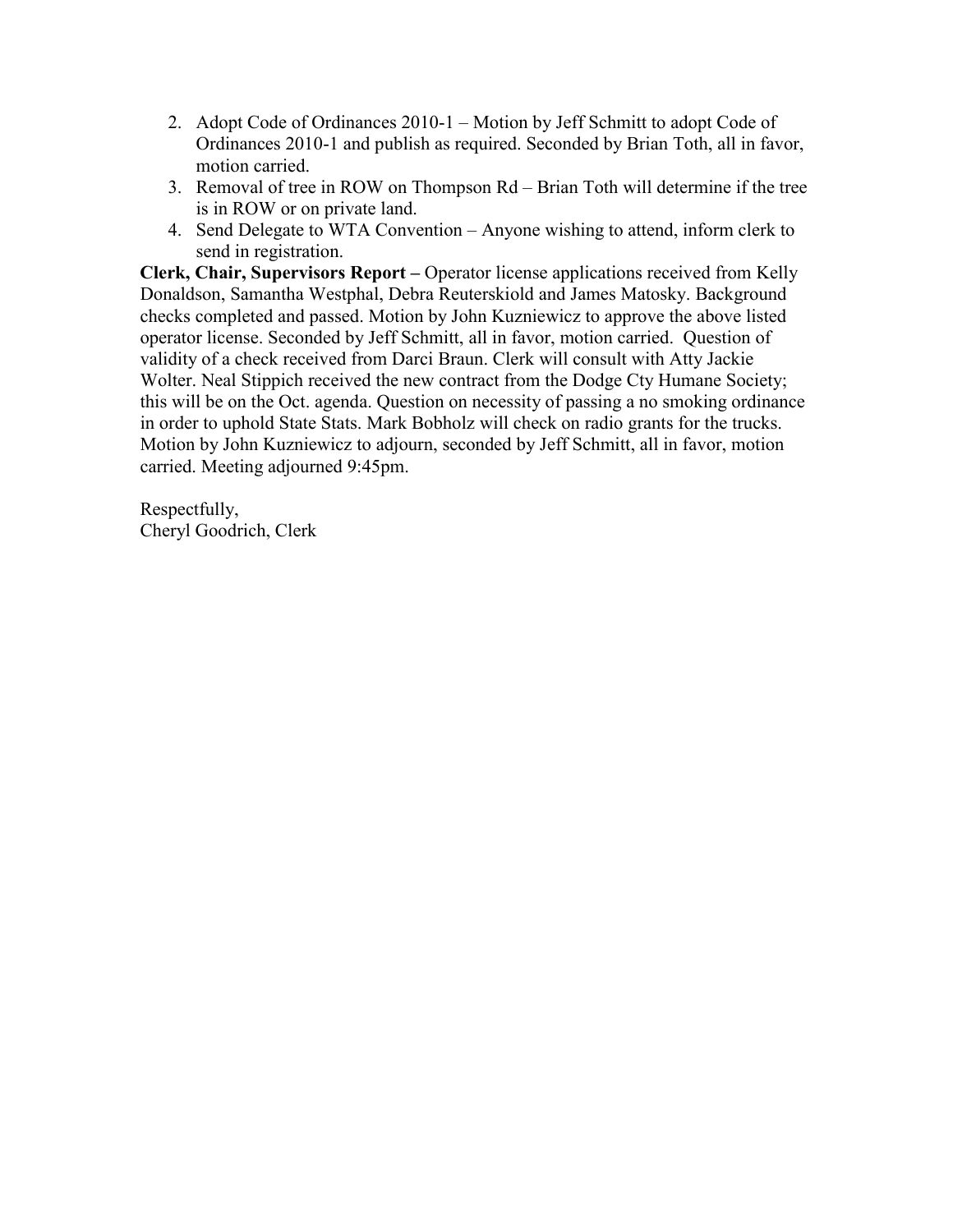2. Adopt Code of Ordinances 2010-1 – Motion by Jeff Schmitt to adopt Code of Ordinances 2010-1 and publish as required. Seconded by Brian Toth, all in favor, motion carried.
3. Removal of tree in ROW on Thompson Rd – Brian Toth will determine if the tree is in ROW or on private land.
4. Send Delegate to WTA Convention – Anyone wishing to attend, inform clerk to send in registration.

**Clerk, Chair, Supervisors Report –** Operator license applications received from Kelly Donaldson, Samantha Westphal, Debra Reuterskiold and James Matosky. Background checks completed and passed. Motion by John Kuzniewicz to approve the above listed operator license. Seconded by Jeff Schmitt, all in favor, motion carried. Question of validity of a check received from Darci Braun. Clerk will consult with Atty Jackie Wolter. Neal Stippich received the new contract from the Dodge Cty Humane Society; this will be on the Oct. agenda. Question on necessity of passing a no smoking ordinance in order to uphold State Stats. Mark Bobholz will check on radio grants for the trucks. Motion by John Kuzniewicz to adjourn, seconded by Jeff Schmitt, all in favor, motion carried. Meeting adjourned 9:45pm.

Respectfully,
Cheryl Goodrich, Clerk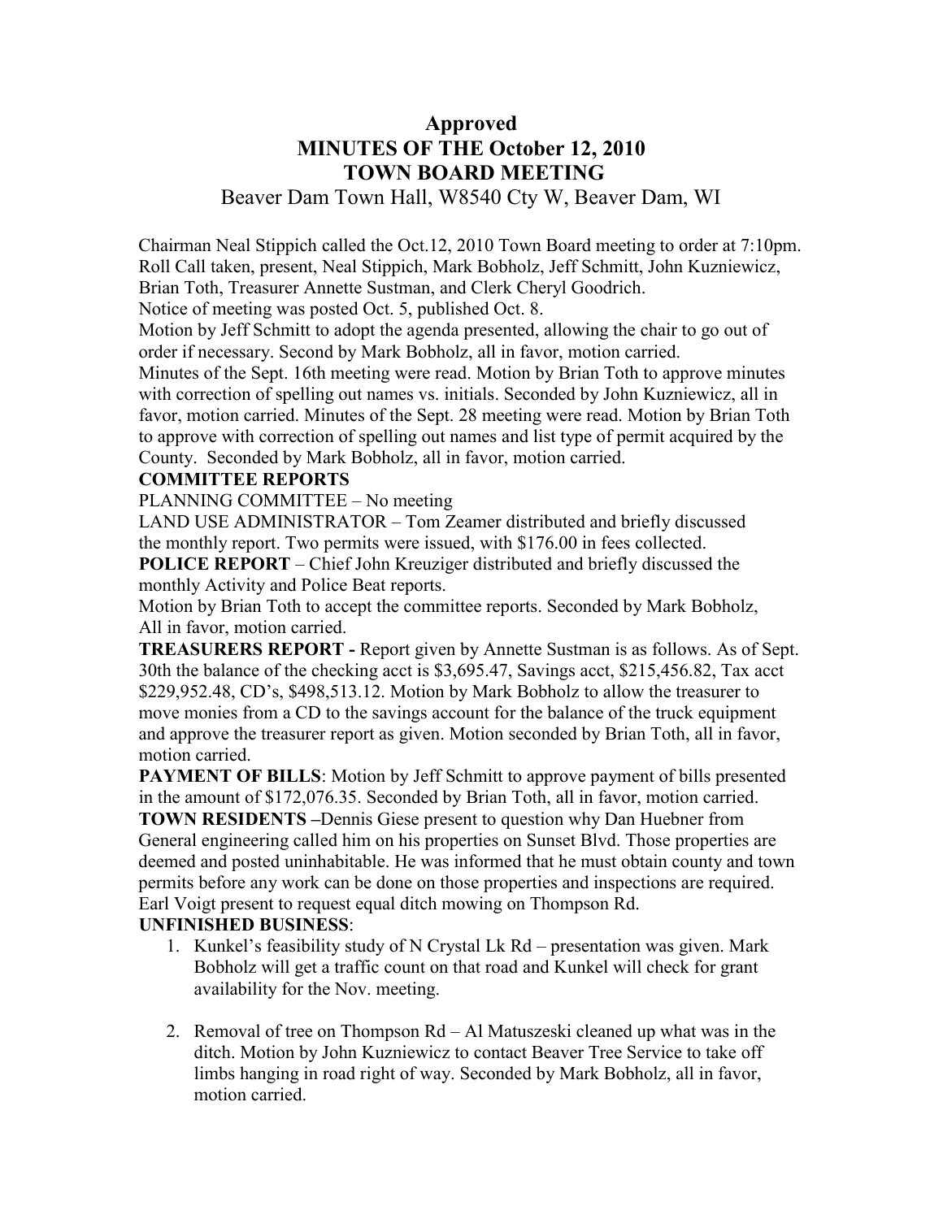# Approved
# MINUTES OF THE October 12, 2010
# TOWN BOARD MEETING

Beaver Dam Town Hall, W8540 Cty W, Beaver Dam, WI

Chairman Neal Stippich called the Oct.12, 2010 Town Board meeting to order at 7:10pm. Roll Call taken, present, Neal Stippich, Mark Bobholz, Jeff Schmitt, John Kuzniewicz, Brian Toth, Treasurer Annette Sustman, and Clerk Cheryl Goodrich.

Notice of meeting was posted Oct. 5, published Oct. 8.

Motion by Jeff Schmitt to adopt the agenda presented, allowing the chair to go out of order if necessary. Second by Mark Bobholz, all in favor, motion carried.

Minutes of the Sept. 16th meeting were read. Motion by Brian Toth to approve minutes with correction of spelling out names vs. initials. Seconded by John Kuzniewicz, all in favor, motion carried. Minutes of the Sept. 28 meeting were read. Motion by Brian Toth to approve with correction of spelling out names and list type of permit acquired by the County. Seconded by Mark Bobholz, all in favor, motion carried.

**COMMITTEE REPORTS**

PLANNING COMMITTEE – No meeting

LAND USE ADMINISTRATOR – Tom Zeamer distributed and briefly discussed the monthly report. Two permits were issued, with $176.00 in fees collected.

**POLICE REPORT** – Chief John Kreuziger distributed and briefly discussed the monthly Activity and Police Beat reports.

Motion by Brian Toth to accept the committee reports. Seconded by Mark Bobholz, All in favor, motion carried.

**TREASURERS REPORT -** Report given by Annette Sustman is as follows. As of Sept. 30th the balance of the checking acct is $3,695.47, Savings acct, $215,456.82, Tax acct $229,952.48, CD's, $498,513.12. Motion by Mark Bobholz to allow the treasurer to move monies from a CD to the savings account for the balance of the truck equipment and approve the treasurer report as given. Motion seconded by Brian Toth, all in favor, motion carried.

**PAYMENT OF BILLS**: Motion by Jeff Schmitt to approve payment of bills presented in the amount of $172,076.35. Seconded by Brian Toth, all in favor, motion carried.

**TOWN RESIDENTS –**Dennis Giese present to question why Dan Huebner from General engineering called him on his properties on Sunset Blvd. Those properties are deemed and posted uninhabitable. He was informed that he must obtain county and town permits before any work can be done on those properties and inspections are required. Earl Voigt present to request equal ditch mowing on Thompson Rd.

**UNFINISHED BUSINESS**:

1. Kunkel's feasibility study of N Crystal Lk Rd – presentation was given. Mark Bobholz will get a traffic count on that road and Kunkel will check for grant availability for the Nov. meeting.

2. Removal of tree on Thompson Rd – Al Matuszeski cleaned up what was in the ditch. Motion by John Kuzniewicz to contact Beaver Tree Service to take off limbs hanging in road right of way. Seconded by Mark Bobholz, all in favor, motion carried.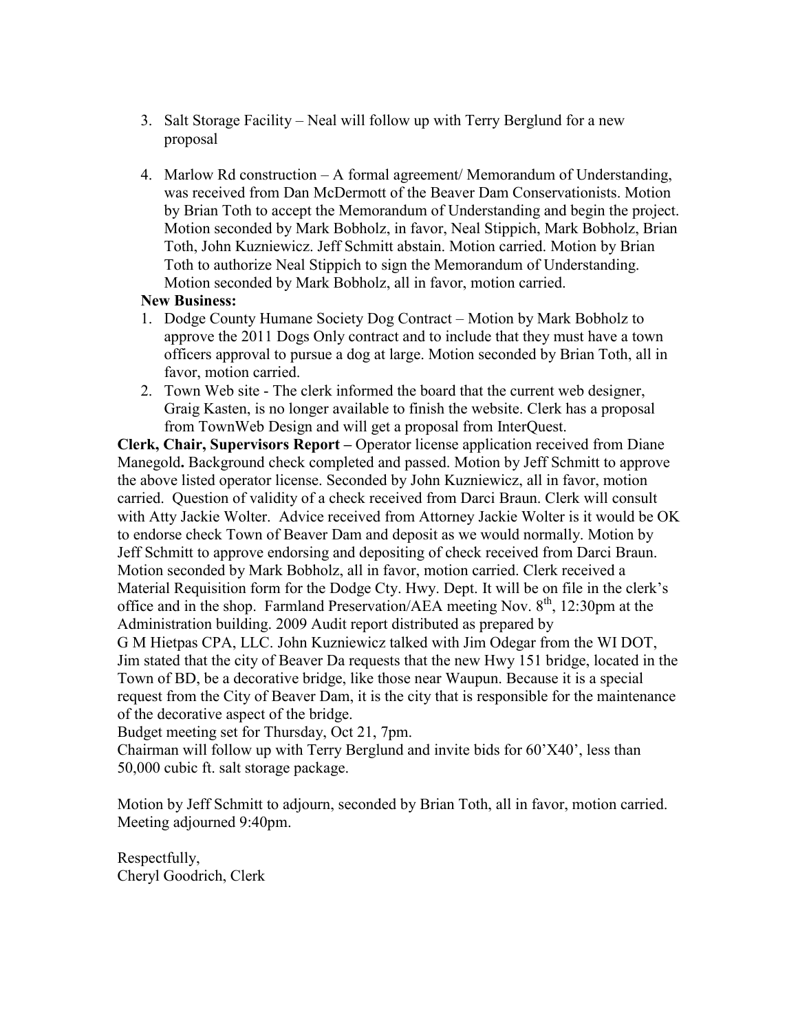3. Salt Storage Facility – Neal will follow up with Terry Berglund for a new proposal

4. Marlow Rd construction – A formal agreement/ Memorandum of Understanding, was received from Dan McDermott of the Beaver Dam Conservationists. Motion by Brian Toth to accept the Memorandum of Understanding and begin the project. Motion seconded by Mark Bobholz, in favor, Neal Stippich, Mark Bobholz, Brian Toth, John Kuzniewicz. Jeff Schmitt abstain. Motion carried. Motion by Brian Toth to authorize Neal Stippich to sign the Memorandum of Understanding. Motion seconded by Mark Bobholz, all in favor, motion carried.

**New Business:**

1. Dodge County Humane Society Dog Contract – Motion by Mark Bobholz to approve the 2011 Dogs Only contract and to include that they must have a town officers approval to pursue a dog at large. Motion seconded by Brian Toth, all in favor, motion carried.
2. Town Web site - The clerk informed the board that the current web designer, Graig Kasten, is no longer available to finish the website. Clerk has a proposal from TownWeb Design and will get a proposal from InterQuest.

**Clerk, Chair, Supervisors Report –** Operator license application received from Diane Manegold**.** Background check completed and passed. Motion by Jeff Schmitt to approve the above listed operator license. Seconded by John Kuzniewicz, all in favor, motion carried. Question of validity of a check received from Darci Braun. Clerk will consult with Atty Jackie Wolter. Advice received from Attorney Jackie Wolter is it would be OK to endorse check Town of Beaver Dam and deposit as we would normally. Motion by Jeff Schmitt to approve endorsing and depositing of check received from Darci Braun. Motion seconded by Mark Bobholz, all in favor, motion carried. Clerk received a Material Requisition form for the Dodge Cty. Hwy. Dept. It will be on file in the clerk's office and in the shop. Farmland Preservation/AEA meeting Nov. 8th, 12:30pm at the Administration building. 2009 Audit report distributed as prepared by G M Hietpas CPA, LLC. John Kuzniewicz talked with Jim Odegar from the WI DOT, Jim stated that the city of Beaver Da requests that the new Hwy 151 bridge, located in the Town of BD, be a decorative bridge, like those near Waupun. Because it is a special request from the City of Beaver Dam, it is the city that is responsible for the maintenance of the decorative aspect of the bridge.

Budget meeting set for Thursday, Oct 21, 7pm.

Chairman will follow up with Terry Berglund and invite bids for 60'X40', less than 50,000 cubic ft. salt storage package.

Motion by Jeff Schmitt to adjourn, seconded by Brian Toth, all in favor, motion carried. Meeting adjourned 9:40pm.

Respectfully,
Cheryl Goodrich, Clerk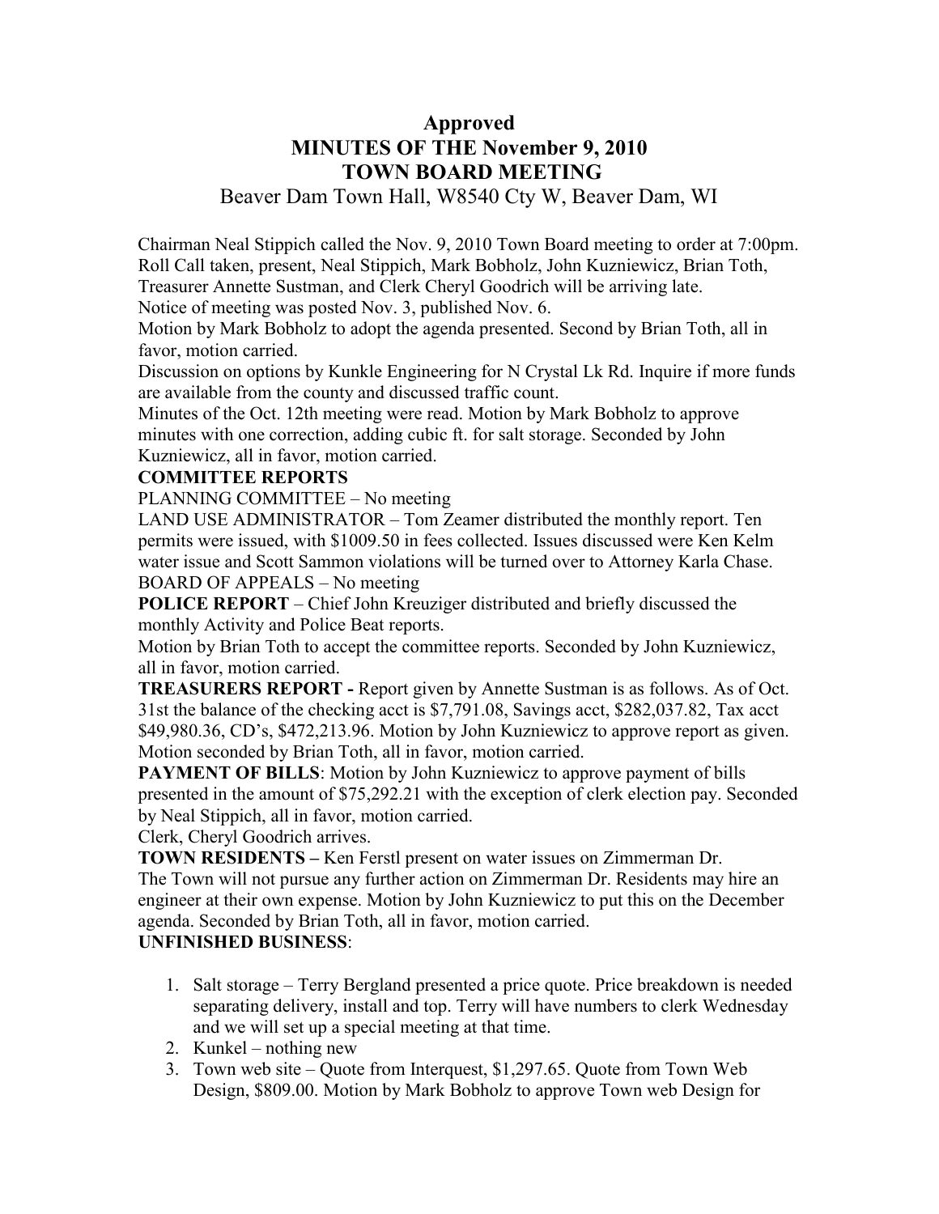# Approved
# MINUTES OF THE November 9, 2010
# TOWN BOARD MEETING

Beaver Dam Town Hall, W8540 Cty W, Beaver Dam, WI

Chairman Neal Stippich called the Nov. 9, 2010 Town Board meeting to order at 7:00pm. Roll Call taken, present, Neal Stippich, Mark Bobholz, John Kuzniewicz, Brian Toth, Treasurer Annette Sustman, and Clerk Cheryl Goodrich will be arriving late.

Notice of meeting was posted Nov. 3, published Nov. 6.

Motion by Mark Bobholz to adopt the agenda presented. Second by Brian Toth, all in favor, motion carried.

Discussion on options by Kunkle Engineering for N Crystal Lk Rd. Inquire if more funds are available from the county and discussed traffic count.

Minutes of the Oct. 12th meeting were read. Motion by Mark Bobholz to approve minutes with one correction, adding cubic ft. for salt storage. Seconded by John Kuzniewicz, all in favor, motion carried.

**COMMITTEE REPORTS**

PLANNING COMMITTEE – No meeting

LAND USE ADMINISTRATOR – Tom Zeamer distributed the monthly report. Ten permits were issued, with $1009.50 in fees collected. Issues discussed were Ken Kelm water issue and Scott Sammon violations will be turned over to Attorney Karla Chase.

BOARD OF APPEALS – No meeting

**POLICE REPORT** – Chief John Kreuziger distributed and briefly discussed the monthly Activity and Police Beat reports.

Motion by Brian Toth to accept the committee reports. Seconded by John Kuzniewicz, all in favor, motion carried.

**TREASURERS REPORT -** Report given by Annette Sustman is as follows. As of Oct. 31st the balance of the checking acct is $7,791.08, Savings acct, $282,037.82, Tax acct $49,980.36, CD's, $472,213.96. Motion by John Kuzniewicz to approve report as given. Motion seconded by Brian Toth, all in favor, motion carried.

**PAYMENT OF BILLS**: Motion by John Kuzniewicz to approve payment of bills presented in the amount of $75,292.21 with the exception of clerk election pay. Seconded by Neal Stippich, all in favor, motion carried.

Clerk, Cheryl Goodrich arrives.

**TOWN RESIDENTS –** Ken Ferstl present on water issues on Zimmerman Dr. The Town will not pursue any further action on Zimmerman Dr. Residents may hire an engineer at their own expense. Motion by John Kuzniewicz to put this on the December agenda. Seconded by Brian Toth, all in favor, motion carried.

**UNFINISHED BUSINESS**:

1. Salt storage – Terry Bergland presented a price quote. Price breakdown is needed separating delivery, install and top. Terry will have numbers to clerk Wednesday and we will set up a special meeting at that time.
2. Kunkel – nothing new
3. Town web site – Quote from Interquest, $1,297.65. Quote from Town Web Design, $809.00. Motion by Mark Bobholz to approve Town web Design for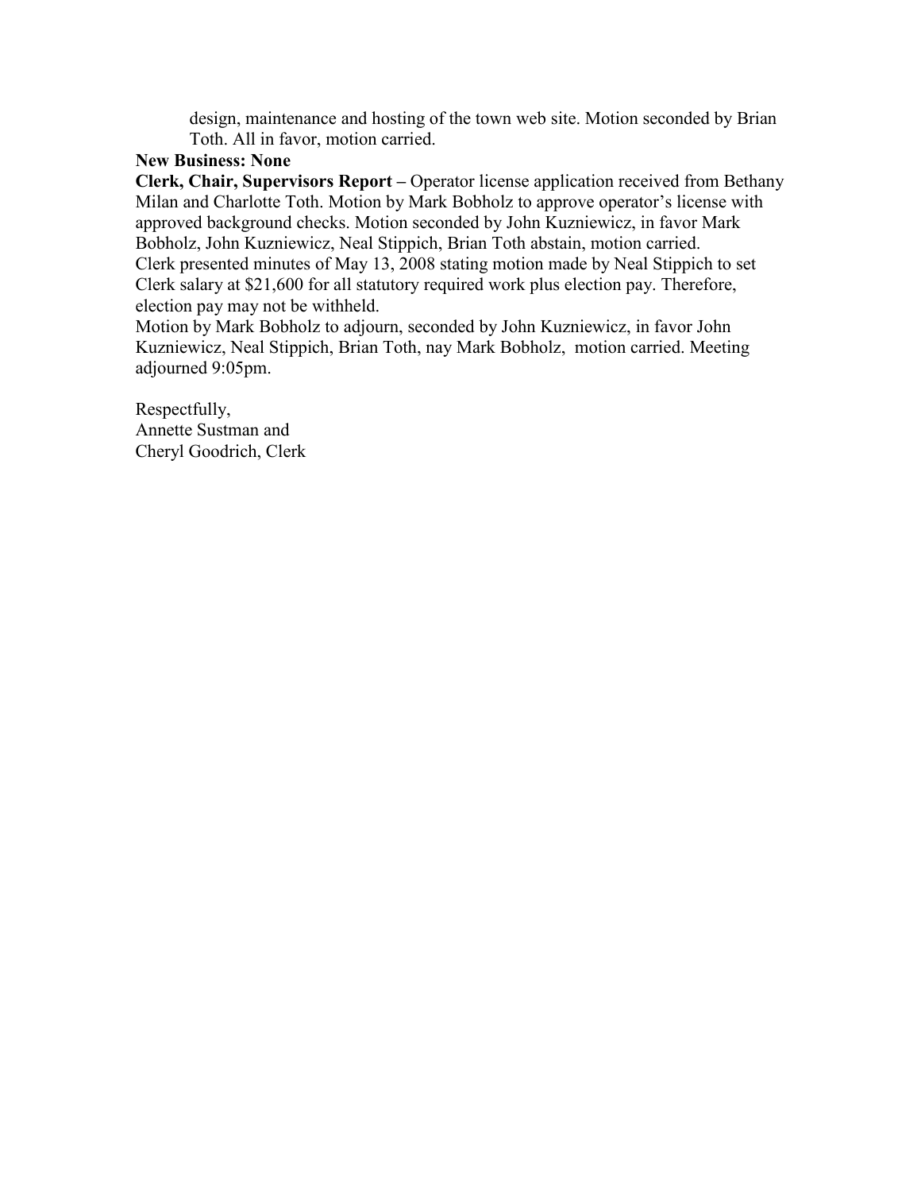design, maintenance and hosting of the town web site. Motion seconded by Brian Toth. All in favor, motion carried.

**New Business: None**

**Clerk, Chair, Supervisors Report –** Operator license application received from Bethany Milan and Charlotte Toth. Motion by Mark Bobholz to approve operator's license with approved background checks. Motion seconded by John Kuzniewicz, in favor Mark Bobholz, John Kuzniewicz, Neal Stippich, Brian Toth abstain, motion carried.
Clerk presented minutes of May 13, 2008 stating motion made by Neal Stippich to set Clerk salary at $21,600 for all statutory required work plus election pay. Therefore, election pay may not be withheld.
Motion by Mark Bobholz to adjourn, seconded by John Kuzniewicz, in favor John Kuzniewicz, Neal Stippich, Brian Toth, nay Mark Bobholz, motion carried. Meeting adjourned 9:05pm.

Respectfully,
Annette Sustman and
Cheryl Goodrich, Clerk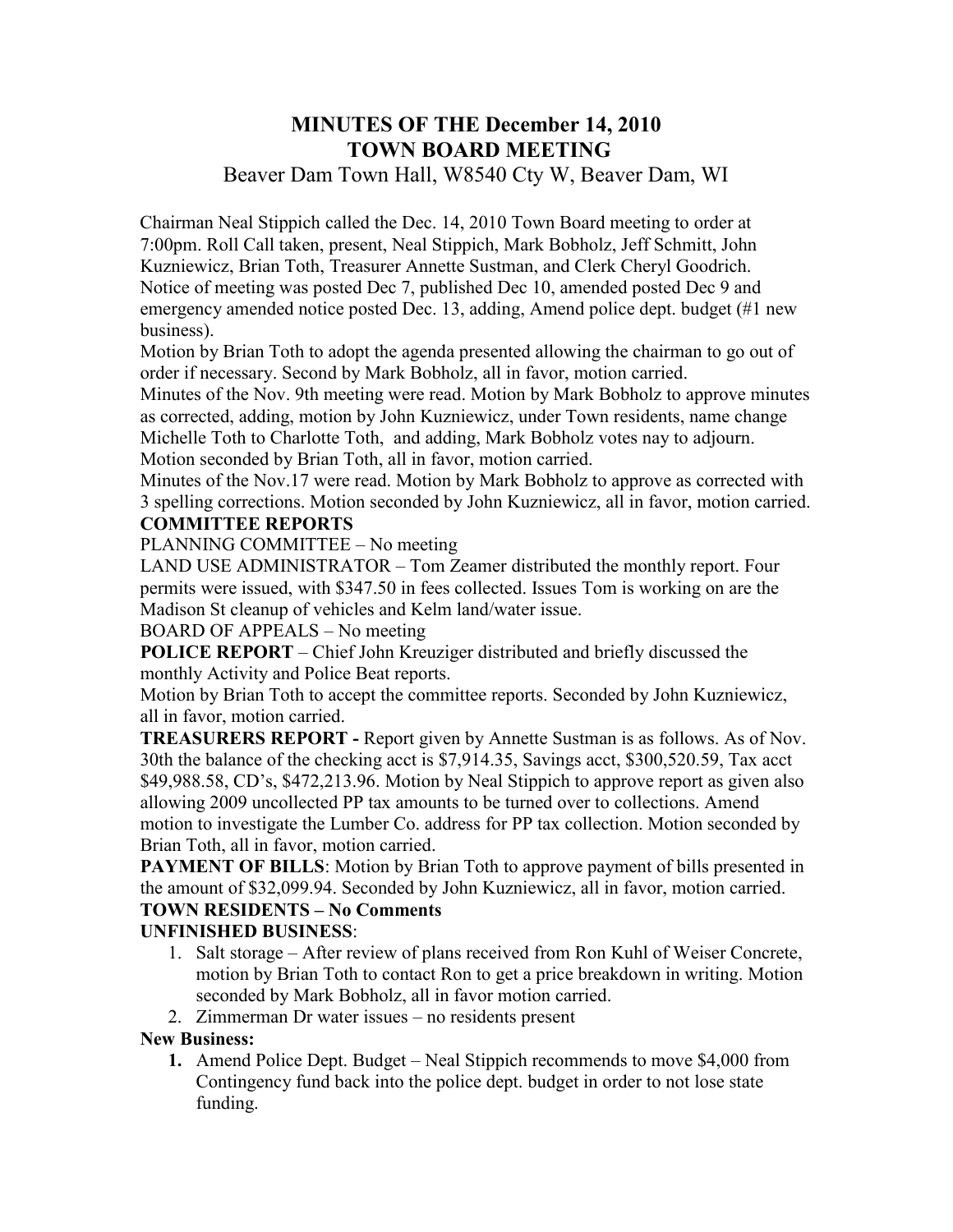# MINUTES OF THE December 14, 2010
# TOWN BOARD MEETING

Beaver Dam Town Hall, W8540 Cty W, Beaver Dam, WI

Chairman Neal Stippich called the Dec. 14, 2010 Town Board meeting to order at 7:00pm. Roll Call taken, present, Neal Stippich, Mark Bobholz, Jeff Schmitt, John Kuzniewicz, Brian Toth, Treasurer Annette Sustman, and Clerk Cheryl Goodrich. Notice of meeting was posted Dec 7, published Dec 10, amended posted Dec 9 and emergency amended notice posted Dec. 13, adding, Amend police dept. budget (#1 new business).

Motion by Brian Toth to adopt the agenda presented allowing the chairman to go out of order if necessary. Second by Mark Bobholz, all in favor, motion carried.

Minutes of the Nov. 9th meeting were read. Motion by Mark Bobholz to approve minutes as corrected, adding, motion by John Kuzniewicz, under Town residents, name change Michelle Toth to Charlotte Toth, and adding, Mark Bobholz votes nay to adjourn. Motion seconded by Brian Toth, all in favor, motion carried.

Minutes of the Nov.17 were read. Motion by Mark Bobholz to approve as corrected with 3 spelling corrections. Motion seconded by John Kuzniewicz, all in favor, motion carried.

**COMMITTEE REPORTS**

PLANNING COMMITTEE – No meeting

LAND USE ADMINISTRATOR – Tom Zeamer distributed the monthly report. Four permits were issued, with $347.50 in fees collected. Issues Tom is working on are the Madison St cleanup of vehicles and Kelm land/water issue.

BOARD OF APPEALS – No meeting

**POLICE REPORT** – Chief John Kreuziger distributed and briefly discussed the monthly Activity and Police Beat reports.

Motion by Brian Toth to accept the committee reports. Seconded by John Kuzniewicz, all in favor, motion carried.

**TREASURERS REPORT -** Report given by Annette Sustman is as follows. As of Nov. 30th the balance of the checking acct is $7,914.35, Savings acct, $300,520.59, Tax acct $49,988.58, CD's, $472,213.96. Motion by Neal Stippich to approve report as given also allowing 2009 uncollected PP tax amounts to be turned over to collections. Amend motion to investigate the Lumber Co. address for PP tax collection. Motion seconded by Brian Toth, all in favor, motion carried.

**PAYMENT OF BILLS**: Motion by Brian Toth to approve payment of bills presented in the amount of $32,099.94. Seconded by John Kuzniewicz, all in favor, motion carried.

**TOWN RESIDENTS – No Comments**

**UNFINISHED BUSINESS**:

1. Salt storage – After review of plans received from Ron Kuhl of Weiser Concrete, motion by Brian Toth to contact Ron to get a price breakdown in writing. Motion seconded by Mark Bobholz, all in favor motion carried.
2. Zimmerman Dr water issues – no residents present

**New Business:**

1. Amend Police Dept. Budget – Neal Stippich recommends to move $4,000 from Contingency fund back into the police dept. budget in order to not lose state funding.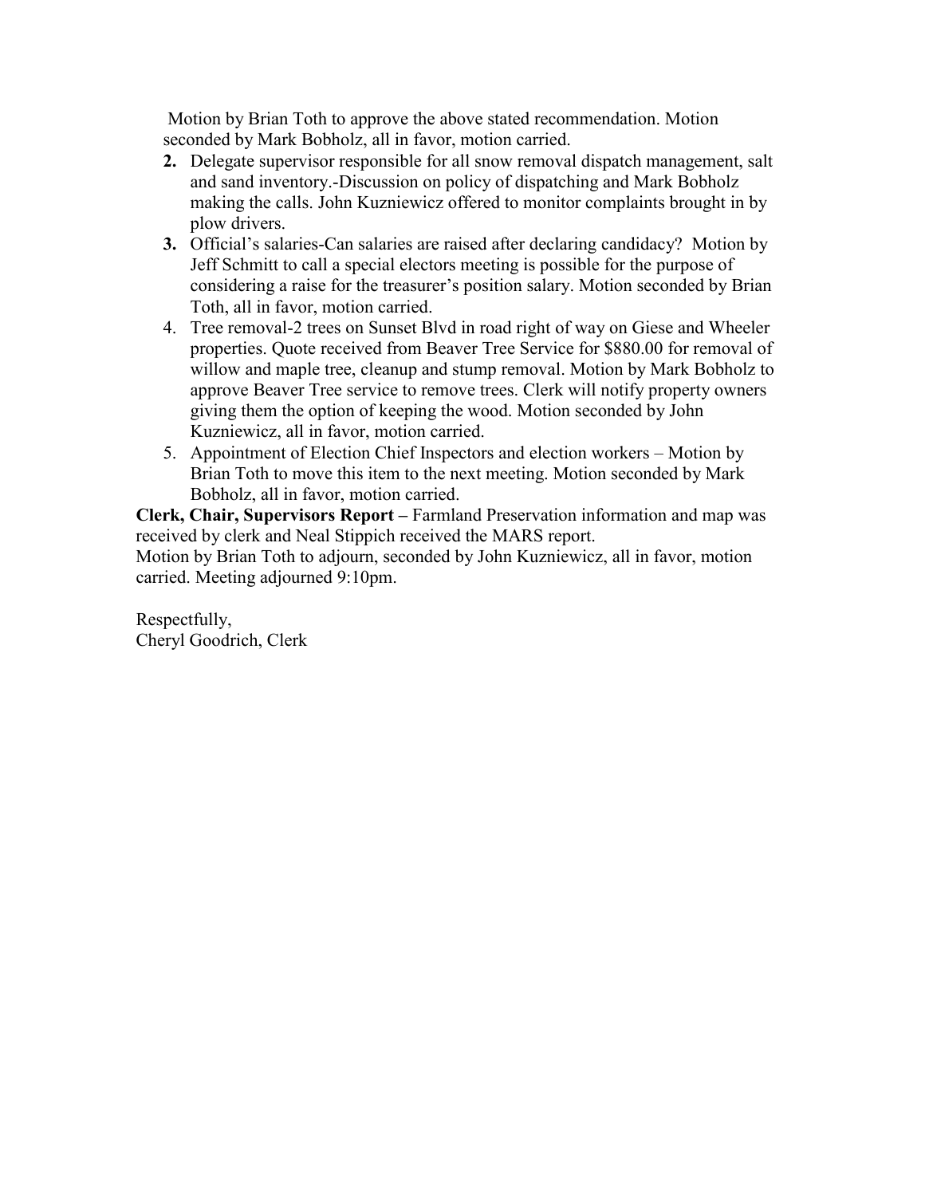Motion by Brian Toth to approve the above stated recommendation. Motion seconded by Mark Bobholz, all in favor, motion carried.

2. Delegate supervisor responsible for all snow removal dispatch management, salt and sand inventory.-Discussion on policy of dispatching and Mark Bobholz making the calls. John Kuzniewicz offered to monitor complaints brought in by plow drivers.
3. Official's salaries-Can salaries are raised after declaring candidacy? Motion by Jeff Schmitt to call a special electors meeting is possible for the purpose of considering a raise for the treasurer's position salary. Motion seconded by Brian Toth, all in favor, motion carried.
4. Tree removal-2 trees on Sunset Blvd in road right of way on Giese and Wheeler properties. Quote received from Beaver Tree Service for $880.00 for removal of willow and maple tree, cleanup and stump removal. Motion by Mark Bobholz to approve Beaver Tree service to remove trees. Clerk will notify property owners giving them the option of keeping the wood. Motion seconded by John Kuzniewicz, all in favor, motion carried.
5. Appointment of Election Chief Inspectors and election workers – Motion by Brian Toth to move this item to the next meeting. Motion seconded by Mark Bobholz, all in favor, motion carried.

**Clerk, Chair, Supervisors Report –** Farmland Preservation information and map was received by clerk and Neal Stippich received the MARS report.

Motion by Brian Toth to adjourn, seconded by John Kuzniewicz, all in favor, motion carried. Meeting adjourned 9:10pm.

Respectfully,
Cheryl Goodrich, Clerk